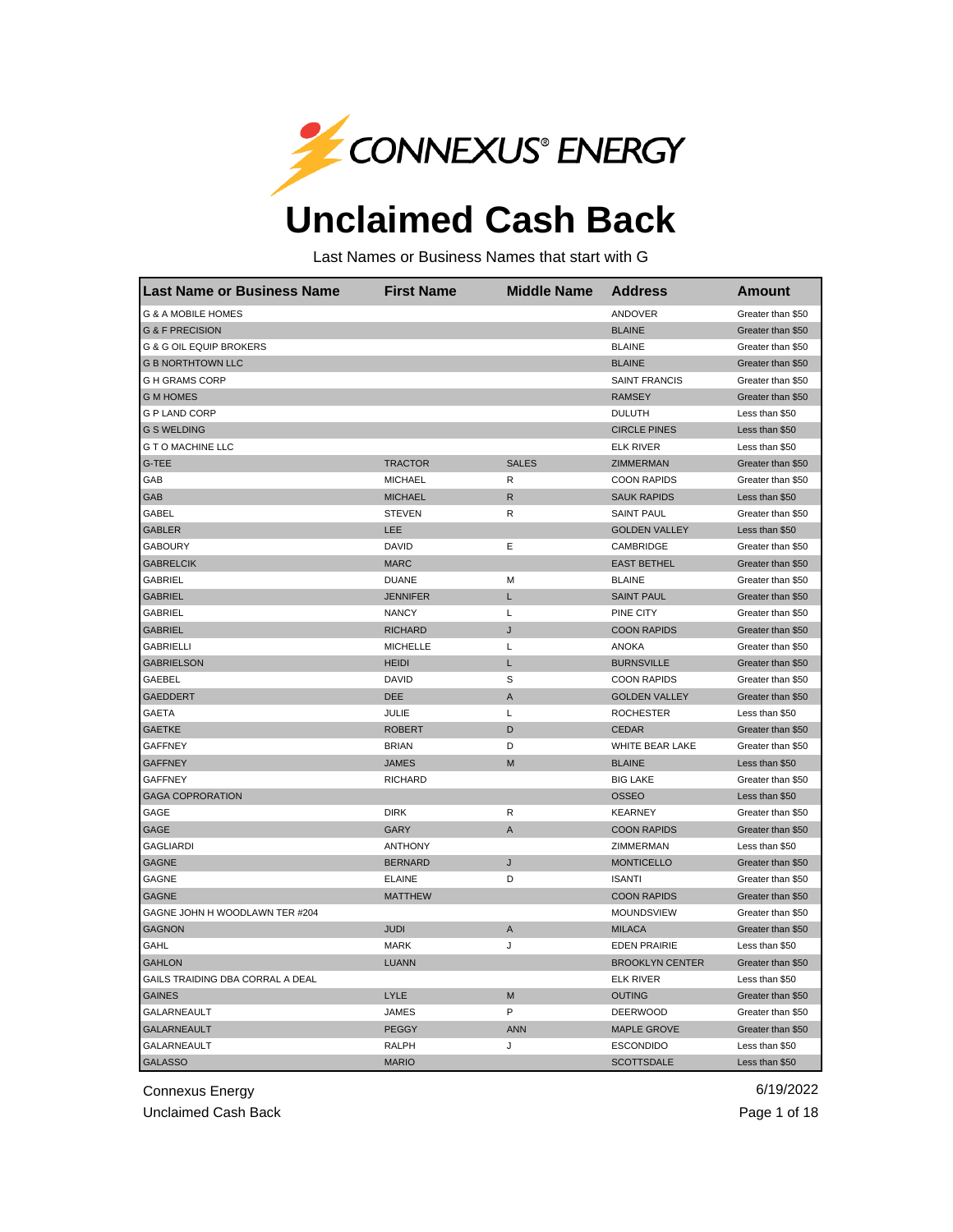# Unclaimed Cash Back

Last Names or Business Names that start with G

| Last Name or Business Name | First Name | Middle Name | Address | Amount |
|---|---|---|---|---|
| G & A MOBILE HOMES | | | ANDOVER | Greater than $50 |
| G & F PRECISION | | | BLAINE | Greater than $50 |
| G & G OIL EQUIP BROKERS | | | BLAINE | Greater than $50 |
| G B NORTHTOWN LLC | | | BLAINE | Greater than $50 |
| G H GRAMS CORP | | | SAINT FRANCIS | Greater than $50 |
| G M HOMES | | | RAMSEY | Greater than $50 |
| G P LAND CORP | | | DULUTH | Less than $50 |
| G S WELDING | | | CIRCLE PINES | Less than $50 |
| G T O MACHINE LLC | | | ELK RIVER | Less than $50 |
| G-TEE | TRACTOR | SALES | ZIMMERMAN | Greater than $50 |
| GAB | MICHAEL | R | COON RAPIDS | Greater than $50 |
| GAB | MICHAEL | R | SAUK RAPIDS | Less than $50 |
| GABEL | STEVEN | R | SAINT PAUL | Greater than $50 |
| GABLER | LEE | | GOLDEN VALLEY | Less than $50 |
| GABOURY | DAVID | E | CAMBRIDGE | Greater than $50 |
| GABRELCIK | MARC | | EAST BETHEL | Greater than $50 |
| GABRIEL | DUANE | M | BLAINE | Greater than $50 |
| GABRIEL | JENNIFER | L | SAINT PAUL | Greater than $50 |
| GABRIEL | NANCY | L | PINE CITY | Greater than $50 |
| GABRIEL | RICHARD | J | COON RAPIDS | Greater than $50 |
| GABRIELLI | MICHELLE | L | ANOKA | Greater than $50 |
| GABRIELSON | HEIDI | L | BURNSVILLE | Greater than $50 |
| GAEBEL | DAVID | S | COON RAPIDS | Greater than $50 |
| GAEDDERT | DEE | A | GOLDEN VALLEY | Greater than $50 |
| GAETA | JULIE | L | ROCHESTER | Less than $50 |
| GAETKE | ROBERT | D | CEDAR | Greater than $50 |
| GAFFNEY | BRIAN | D | WHITE BEAR LAKE | Greater than $50 |
| GAFFNEY | JAMES | M | BLAINE | Less than $50 |
| GAFFNEY | RICHARD | | BIG LAKE | Greater than $50 |
| GAGA COPRORATION | | | OSSEO | Less than $50 |
| GAGE | DIRK | R | KEARNEY | Greater than $50 |
| GAGE | GARY | A | COON RAPIDS | Greater than $50 |
| GAGLIARDI | ANTHONY | | ZIMMERMAN | Less than $50 |
| GAGNE | BERNARD | J | MONTICELLO | Greater than $50 |
| GAGNE | ELAINE | D | ISANTI | Greater than $50 |
| GAGNE | MATTHEW | | COON RAPIDS | Greater than $50 |
| GAGNE JOHN H WOODLAWN TER #204 | | | MOUNDSVIEW | Greater than $50 |
| GAGNON | JUDI | A | MILACA | Greater than $50 |
| GAHL | MARK | J | EDEN PRAIRIE | Less than $50 |
| GAHLON | LUANN | | BROOKLYN CENTER | Greater than $50 |
| GAILS TRAIDING DBA CORRAL A DEAL | | | ELK RIVER | Less than $50 |
| GAINES | LYLE | M | OUTING | Greater than $50 |
| GALARNEAULT | JAMES | P | DEERWOOD | Greater than $50 |
| GALARNEAULT | PEGGY | ANN | MAPLE GROVE | Greater than $50 |
| GALARNEAULT | RALPH | J | ESCONDIDO | Less than $50 |
| GALASSO | MARIO | | SCOTTSDALE | Less than $50 |

Connexus Energy
Unclaimed Cash Back

6/19/2022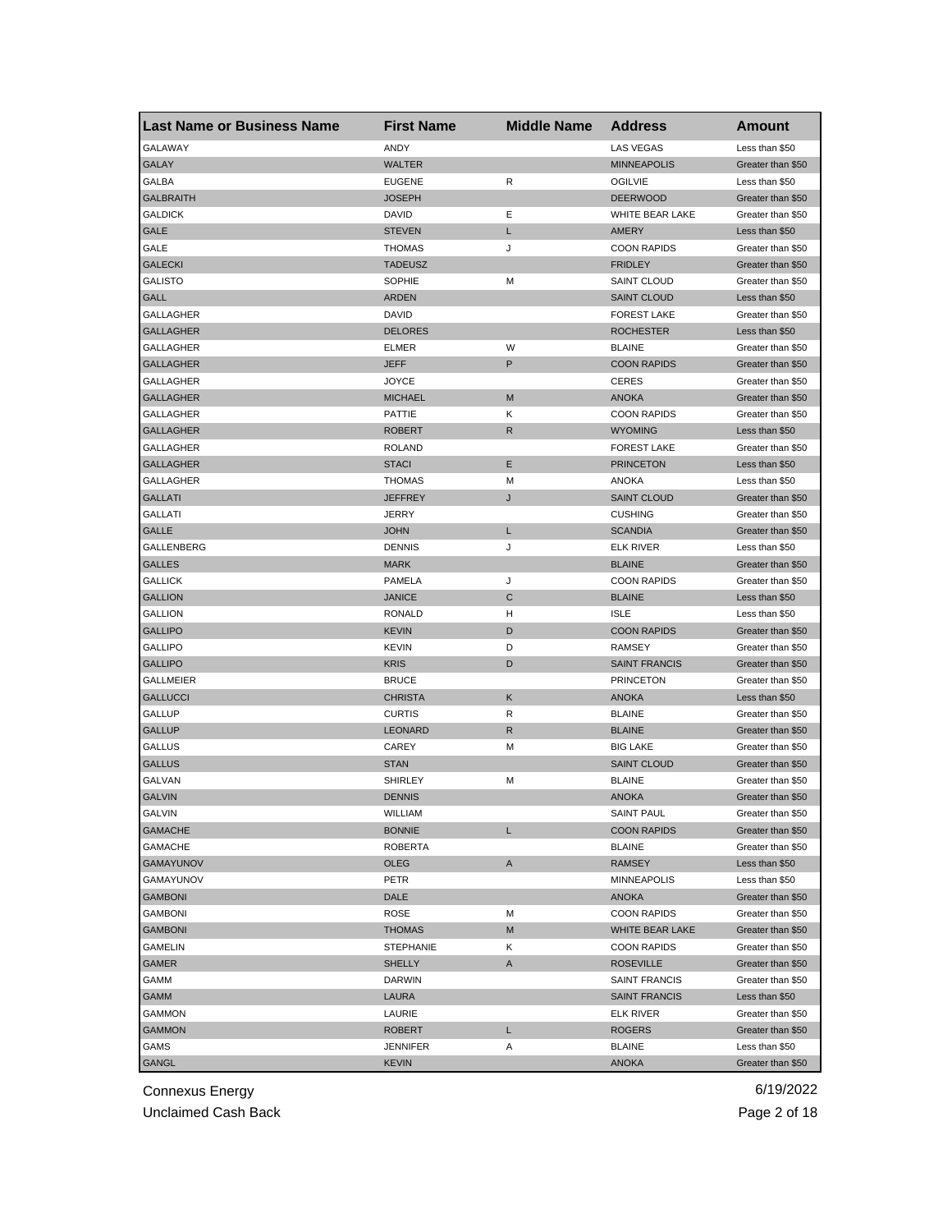| Last Name or Business Name | First Name | Middle Name | Address | Amount |
|---|---|---|---|---|
| GALAWAY | ANDY | | LAS VEGAS | Less than $50 |
| GALAY | WALTER | | MINNEAPOLIS | Greater than $50 |
| GALBA | EUGENE | R | OGILVIE | Less than $50 |
| GALBRAITH | JOSEPH | | DEERWOOD | Greater than $50 |
| GALDICK | DAVID | E | WHITE BEAR LAKE | Greater than $50 |
| GALE | STEVEN | L | AMERY | Less than $50 |
| GALE | THOMAS | J | COON RAPIDS | Greater than $50 |
| GALECKI | TADEUSZ | | FRIDLEY | Greater than $50 |
| GALISTO | SOPHIE | M | SAINT CLOUD | Greater than $50 |
| GALL | ARDEN | | SAINT CLOUD | Less than $50 |
| GALLAGHER | DAVID | | FOREST LAKE | Greater than $50 |
| GALLAGHER | DELORES | | ROCHESTER | Less than $50 |
| GALLAGHER | ELMER | W | BLAINE | Greater than $50 |
| GALLAGHER | JEFF | P | COON RAPIDS | Greater than $50 |
| GALLAGHER | JOYCE | | CERES | Greater than $50 |
| GALLAGHER | MICHAEL | M | ANOKA | Greater than $50 |
| GALLAGHER | PATTIE | K | COON RAPIDS | Greater than $50 |
| GALLAGHER | ROBERT | R | WYOMING | Less than $50 |
| GALLAGHER | ROLAND | | FOREST LAKE | Greater than $50 |
| GALLAGHER | STACI | E | PRINCETON | Less than $50 |
| GALLAGHER | THOMAS | M | ANOKA | Less than $50 |
| GALLATI | JEFFREY | J | SAINT CLOUD | Greater than $50 |
| GALLATI | JERRY | | CUSHING | Greater than $50 |
| GALLE | JOHN | L | SCANDIA | Greater than $50 |
| GALLENBERG | DENNIS | J | ELK RIVER | Less than $50 |
| GALLES | MARK | | BLAINE | Greater than $50 |
| GALLICK | PAMELA | J | COON RAPIDS | Greater than $50 |
| GALLION | JANICE | C | BLAINE | Less than $50 |
| GALLION | RONALD | H | ISLE | Less than $50 |
| GALLIPO | KEVIN | D | COON RAPIDS | Greater than $50 |
| GALLIPO | KEVIN | D | RAMSEY | Greater than $50 |
| GALLIPO | KRIS | D | SAINT FRANCIS | Greater than $50 |
| GALLMEIER | BRUCE | | PRINCETON | Greater than $50 |
| GALLUCCI | CHRISTA | K | ANOKA | Less than $50 |
| GALLUP | CURTIS | R | BLAINE | Greater than $50 |
| GALLUP | LEONARD | R | BLAINE | Greater than $50 |
| GALLUS | CAREY | M | BIG LAKE | Greater than $50 |
| GALLUS | STAN | | SAINT CLOUD | Greater than $50 |
| GALVAN | SHIRLEY | M | BLAINE | Greater than $50 |
| GALVIN | DENNIS | | ANOKA | Greater than $50 |
| GALVIN | WILLIAM | | SAINT PAUL | Greater than $50 |
| GAMACHE | BONNIE | L | COON RAPIDS | Greater than $50 |
| GAMACHE | ROBERTA | | BLAINE | Greater than $50 |
| GAMAYUNOV | OLEG | A | RAMSEY | Less than $50 |
| GAMAYUNOV | PETR | | MINNEAPOLIS | Less than $50 |
| GAMBONI | DALE | | ANOKA | Greater than $50 |
| GAMBONI | ROSE | M | COON RAPIDS | Greater than $50 |
| GAMBONI | THOMAS | M | WHITE BEAR LAKE | Greater than $50 |
| GAMELIN | STEPHANIE | K | COON RAPIDS | Greater than $50 |
| GAMER | SHELLY | A | ROSEVILLE | Greater than $50 |
| GAMM | DARWIN | | SAINT FRANCIS | Greater than $50 |
| GAMM | LAURA | | SAINT FRANCIS | Less than $50 |
| GAMMON | LAURIE | | ELK RIVER | Greater than $50 |
| GAMMON | ROBERT | L | ROGERS | Greater than $50 |
| GAMS | JENNIFER | A | BLAINE | Less than $50 |
| GANGL | KEVIN | | ANOKA | Greater than $50 |

Connexus Energy
Unclaimed Cash Back
6/19/2022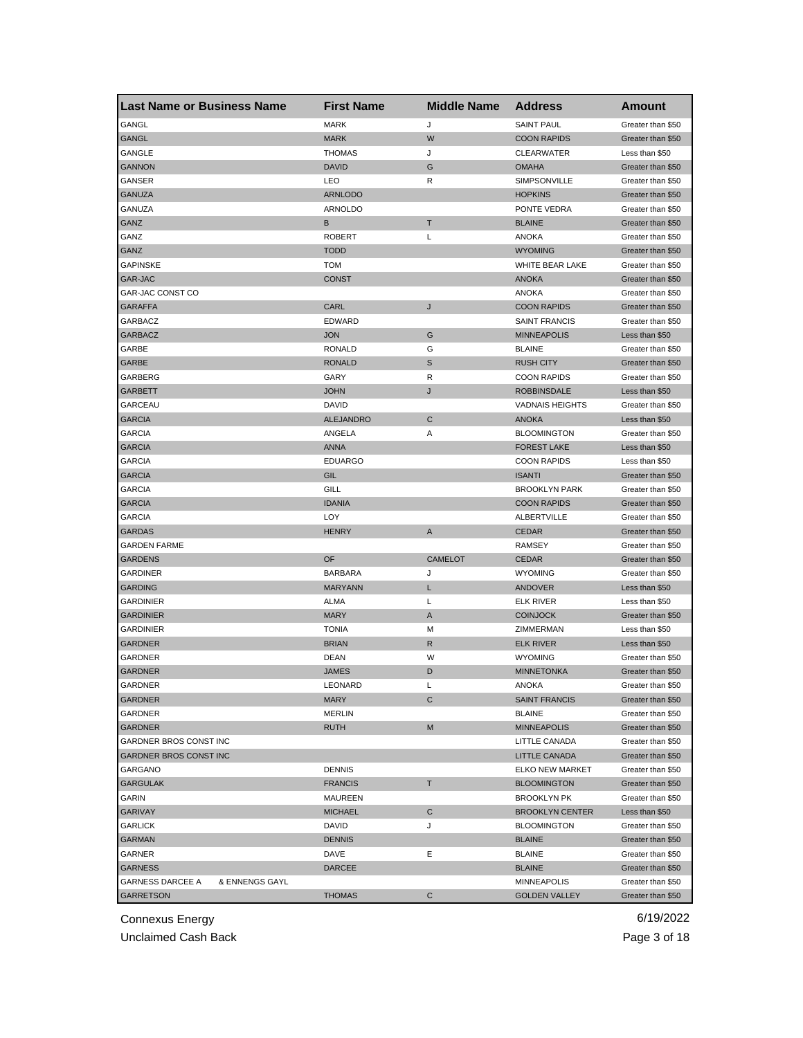| Last Name or Business Name | First Name | Middle Name | Address | Amount |
|---|---|---|---|---|
| GANGL | MARK | J | SAINT PAUL | Greater than $50 |
| GANGL | MARK | W | COON RAPIDS | Greater than $50 |
| GANGLE | THOMAS | J | CLEARWATER | Less than $50 |
| GANNON | DAVID | G | OMAHA | Greater than $50 |
| GANSER | LEO | R | SIMPSONVILLE | Greater than $50 |
| GANUZA | ARNLODO | | HOPKINS | Greater than $50 |
| GANUZA | ARNOLDO | | PONTE VEDRA | Greater than $50 |
| GANZ | B | T | BLAINE | Greater than $50 |
| GANZ | ROBERT | L | ANOKA | Greater than $50 |
| GANZ | TODD | | WYOMING | Greater than $50 |
| GAPINSKE | TOM | | WHITE BEAR LAKE | Greater than $50 |
| GAR-JAC | CONST | | ANOKA | Greater than $50 |
| GAR-JAC CONST CO | | | ANOKA | Greater than $50 |
| GARAFFA | CARL | J | COON RAPIDS | Greater than $50 |
| GARBACZ | EDWARD | | SAINT FRANCIS | Greater than $50 |
| GARBACZ | JON | G | MINNEAPOLIS | Less than $50 |
| GARBE | RONALD | G | BLAINE | Greater than $50 |
| GARBE | RONALD | S | RUSH CITY | Greater than $50 |
| GARBERG | GARY | R | COON RAPIDS | Greater than $50 |
| GARBETT | JOHN | J | ROBBINSDALE | Less than $50 |
| GARCEAU | DAVID | | VADNAIS HEIGHTS | Greater than $50 |
| GARCIA | ALEJANDRO | C | ANOKA | Less than $50 |
| GARCIA | ANGELA | A | BLOOMINGTON | Greater than $50 |
| GARCIA | ANNA | | FOREST LAKE | Less than $50 |
| GARCIA | EDUARGO | | COON RAPIDS | Less than $50 |
| GARCIA | GIL | | ISANTI | Greater than $50 |
| GARCIA | GILL | | BROOKLYN PARK | Greater than $50 |
| GARCIA | IDANIA | | COON RAPIDS | Greater than $50 |
| GARCIA | LOY | | ALBERTVILLE | Greater than $50 |
| GARDAS | HENRY | A | CEDAR | Greater than $50 |
| GARDEN FARME | | | RAMSEY | Greater than $50 |
| GARDENS | OF | CAMELOT | CEDAR | Greater than $50 |
| GARDINER | BARBARA | J | WYOMING | Greater than $50 |
| GARDING | MARYANN | L | ANDOVER | Less than $50 |
| GARDINIER | ALMA | L | ELK RIVER | Less than $50 |
| GARDINIER | MARY | A | COINJOCK | Greater than $50 |
| GARDINIER | TONIA | M | ZIMMERMAN | Less than $50 |
| GARDNER | BRIAN | R | ELK RIVER | Less than $50 |
| GARDNER | DEAN | W | WYOMING | Greater than $50 |
| GARDNER | JAMES | D | MINNETONKA | Greater than $50 |
| GARDNER | LEONARD | L | ANOKA | Greater than $50 |
| GARDNER | MARY | C | SAINT FRANCIS | Greater than $50 |
| GARDNER | MERLIN | | BLAINE | Greater than $50 |
| GARDNER | RUTH | M | MINNEAPOLIS | Greater than $50 |
| GARDNER BROS CONST INC | | | LITTLE CANADA | Greater than $50 |
| GARDNER BROS CONST INC | | | LITTLE CANADA | Greater than $50 |
| GARGANO | DENNIS | | ELKO NEW MARKET | Greater than $50 |
| GARGULAK | FRANCIS | T | BLOOMINGTON | Greater than $50 |
| GARIN | MAUREEN | | BROOKLYN PK | Greater than $50 |
| GARIVAY | MICHAEL | C | BROOKLYN CENTER | Less than $50 |
| GARLICK | DAVID | J | BLOOMINGTON | Greater than $50 |
| GARMAN | DENNIS | | BLAINE | Greater than $50 |
| GARNER | DAVE | E | BLAINE | Greater than $50 |
| GARNESS | DARCEE | | BLAINE | Greater than $50 |
| GARNESS DARCEE A & ENNENGS GAYL | | | MINNEAPOLIS | Greater than $50 |
| GARRETSON | THOMAS | C | GOLDEN VALLEY | Greater than $50 |

Connexus Energy
Unclaimed Cash Back
6/19/2022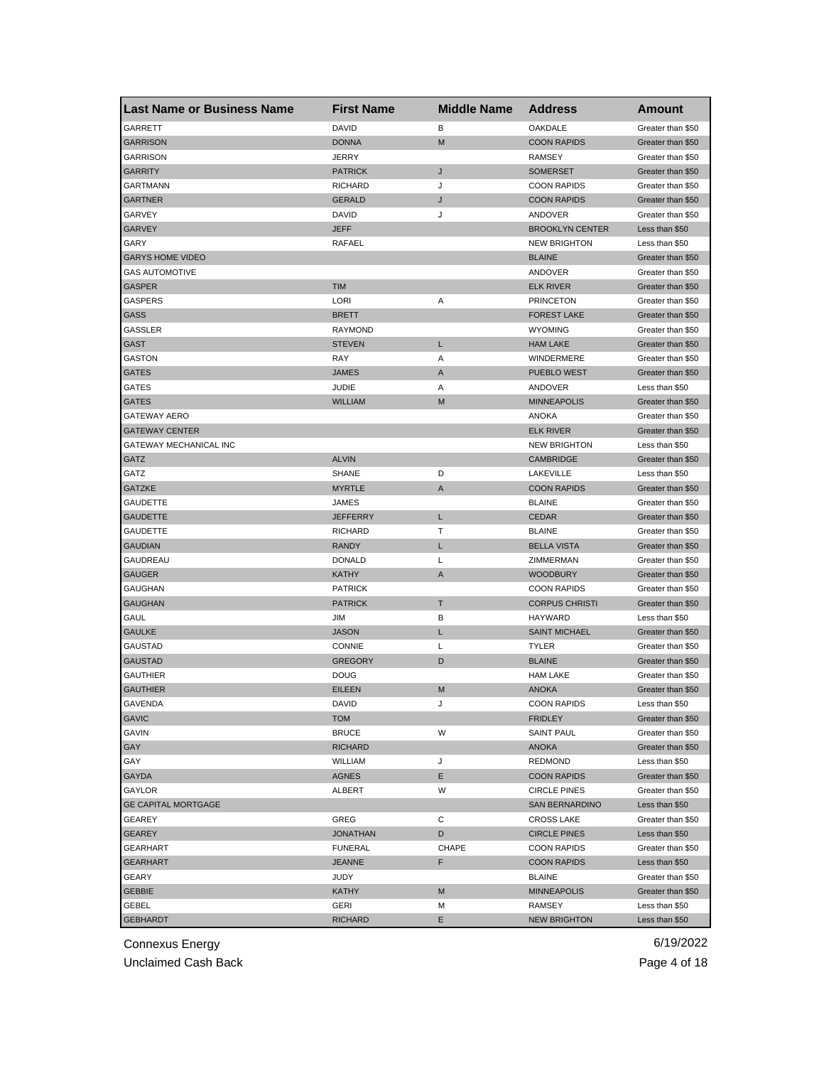| Last Name or Business Name | First Name | Middle Name | Address | Amount |
|---|---|---|---|---|
| GARRETT | DAVID | B | OAKDALE | Greater than $50 |
| GARRISON | DONNA | M | COON RAPIDS | Greater than $50 |
| GARRISON | JERRY | | RAMSEY | Greater than $50 |
| GARRITY | PATRICK | J | SOMERSET | Greater than $50 |
| GARTMANN | RICHARD | J | COON RAPIDS | Greater than $50 |
| GARTNER | GERALD | J | COON RAPIDS | Greater than $50 |
| GARVEY | DAVID | J | ANDOVER | Greater than $50 |
| GARVEY | JEFF | | BROOKLYN CENTER | Less than $50 |
| GARY | RAFAEL | | NEW BRIGHTON | Less than $50 |
| GARYS HOME VIDEO | | | BLAINE | Greater than $50 |
| GAS AUTOMOTIVE | | | ANDOVER | Greater than $50 |
| GASPER | TIM | | ELK RIVER | Greater than $50 |
| GASPERS | LORI | A | PRINCETON | Greater than $50 |
| GASS | BRETT | | FOREST LAKE | Greater than $50 |
| GASSLER | RAYMOND | | WYOMING | Greater than $50 |
| GAST | STEVEN | L | HAM LAKE | Greater than $50 |
| GASTON | RAY | A | WINDERMERE | Greater than $50 |
| GATES | JAMES | A | PUEBLO WEST | Greater than $50 |
| GATES | JUDIE | A | ANDOVER | Less than $50 |
| GATES | WILLIAM | M | MINNEAPOLIS | Greater than $50 |
| GATEWAY AERO | | | ANOKA | Greater than $50 |
| GATEWAY CENTER | | | ELK RIVER | Greater than $50 |
| GATEWAY MECHANICAL INC | | | NEW BRIGHTON | Less than $50 |
| GATZ | ALVIN | | CAMBRIDGE | Greater than $50 |
| GATZ | SHANE | D | LAKEVILLE | Less than $50 |
| GATZKE | MYRTLE | A | COON RAPIDS | Greater than $50 |
| GAUDETTE | JAMES | | BLAINE | Greater than $50 |
| GAUDETTE | JEFFERRY | L | CEDAR | Greater than $50 |
| GAUDETTE | RICHARD | T | BLAINE | Greater than $50 |
| GAUDIAN | RANDY | L | BELLA VISTA | Greater than $50 |
| GAUDREAU | DONALD | L | ZIMMERMAN | Greater than $50 |
| GAUGER | KATHY | A | WOODBURY | Greater than $50 |
| GAUGHAN | PATRICK | | COON RAPIDS | Greater than $50 |
| GAUGHAN | PATRICK | T | CORPUS CHRISTI | Greater than $50 |
| GAUL | JIM | B | HAYWARD | Less than $50 |
| GAULKE | JASON | L | SAINT MICHAEL | Greater than $50 |
| GAUSTAD | CONNIE | L | TYLER | Greater than $50 |
| GAUSTAD | GREGORY | D | BLAINE | Greater than $50 |
| GAUTHIER | DOUG | | HAM LAKE | Greater than $50 |
| GAUTHIER | EILEEN | M | ANOKA | Greater than $50 |
| GAVENDA | DAVID | J | COON RAPIDS | Less than $50 |
| GAVIC | TOM | | FRIDLEY | Greater than $50 |
| GAVIN | BRUCE | W | SAINT PAUL | Greater than $50 |
| GAY | RICHARD | | ANOKA | Greater than $50 |
| GAY | WILLIAM | J | REDMOND | Less than $50 |
| GAYDA | AGNES | E | COON RAPIDS | Greater than $50 |
| GAYLOR | ALBERT | W | CIRCLE PINES | Greater than $50 |
| GE CAPITAL MORTGAGE | | | SAN BERNARDINO | Less than $50 |
| GEAREY | GREG | C | CROSS LAKE | Greater than $50 |
| GEAREY | JONATHAN | D | CIRCLE PINES | Less than $50 |
| GEARHART | FUNERAL | CHAPE | COON RAPIDS | Greater than $50 |
| GEARHART | JEANNE | F | COON RAPIDS | Less than $50 |
| GEARY | JUDY | | BLAINE | Greater than $50 |
| GEBBIE | KATHY | M | MINNEAPOLIS | Greater than $50 |
| GEBEL | GERI | M | RAMSEY | Less than $50 |
| GEBHARDT | RICHARD | E | NEW BRIGHTON | Less than $50 |

Connexus Energy
Unclaimed Cash Back
6/19/2022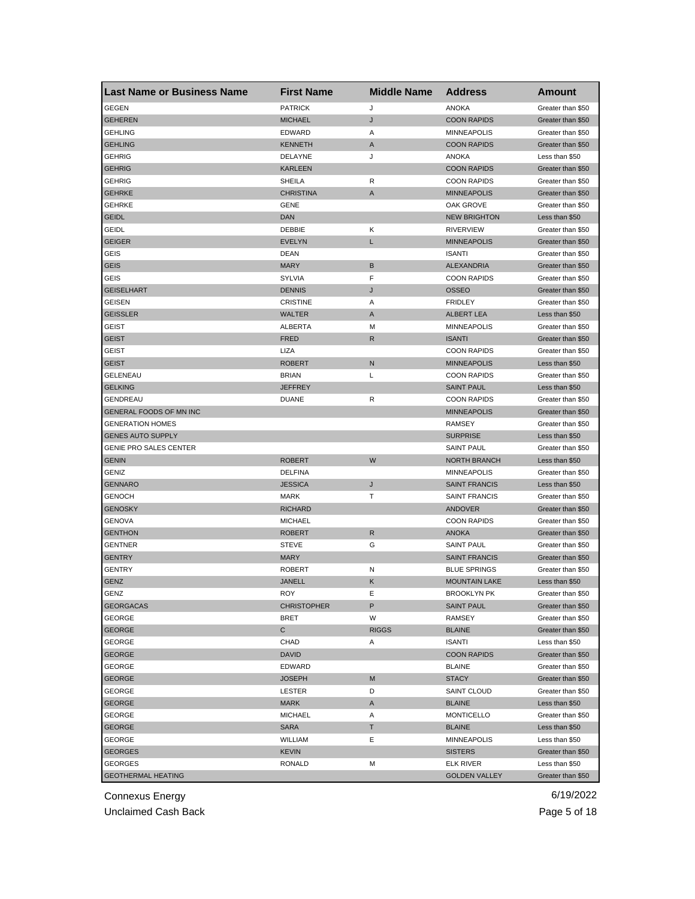| Last Name or Business Name | First Name | Middle Name | Address | Amount |
|---|---|---|---|---|
| GEGEN | PATRICK | J | ANOKA | Greater than $50 |
| GEHEREN | MICHAEL | J | COON RAPIDS | Greater than $50 |
| GEHLING | EDWARD | A | MINNEAPOLIS | Greater than $50 |
| GEHLING | KENNETH | A | COON RAPIDS | Greater than $50 |
| GEHRIG | DELAYNE | J | ANOKA | Less than $50 |
| GEHRIG | KARLEEN | | COON RAPIDS | Greater than $50 |
| GEHRIG | SHEILA | R | COON RAPIDS | Greater than $50 |
| GEHRKE | CHRISTINA | A | MINNEAPOLIS | Greater than $50 |
| GEHRKE | GENE | | OAK GROVE | Greater than $50 |
| GEIDL | DAN | | NEW BRIGHTON | Less than $50 |
| GEIDL | DEBBIE | K | RIVERVIEW | Greater than $50 |
| GEIGER | EVELYN | L | MINNEAPOLIS | Greater than $50 |
| GEIS | DEAN | | ISANTI | Greater than $50 |
| GEIS | MARY | B | ALEXANDRIA | Greater than $50 |
| GEIS | SYLVIA | F | COON RAPIDS | Greater than $50 |
| GEISELHART | DENNIS | J | OSSEO | Greater than $50 |
| GEISEN | CRISTINE | A | FRIDLEY | Greater than $50 |
| GEISSLER | WALTER | A | ALBERT LEA | Less than $50 |
| GEIST | ALBERTA | M | MINNEAPOLIS | Greater than $50 |
| GEIST | FRED | R | ISANTI | Greater than $50 |
| GEIST | LIZA | | COON RAPIDS | Greater than $50 |
| GEIST | ROBERT | N | MINNEAPOLIS | Less than $50 |
| GELENEAU | BRIAN | L | COON RAPIDS | Greater than $50 |
| GELKING | JEFFREY | | SAINT PAUL | Less than $50 |
| GENDREAU | DUANE | R | COON RAPIDS | Greater than $50 |
| GENERAL FOODS OF MN INC | | | MINNEAPOLIS | Greater than $50 |
| GENERATION HOMES | | | RAMSEY | Greater than $50 |
| GENES AUTO SUPPLY | | | SURPRISE | Less than $50 |
| GENIE PRO SALES CENTER | | | SAINT PAUL | Greater than $50 |
| GENIN | ROBERT | W | NORTH BRANCH | Less than $50 |
| GENIZ | DELFINA | | MINNEAPOLIS | Greater than $50 |
| GENNARO | JESSICA | J | SAINT FRANCIS | Less than $50 |
| GENOCH | MARK | T | SAINT FRANCIS | Greater than $50 |
| GENOSKY | RICHARD | | ANDOVER | Greater than $50 |
| GENOVA | MICHAEL | | COON RAPIDS | Greater than $50 |
| GENTHON | ROBERT | R | ANOKA | Greater than $50 |
| GENTNER | STEVE | G | SAINT PAUL | Greater than $50 |
| GENTRY | MARY | | SAINT FRANCIS | Greater than $50 |
| GENTRY | ROBERT | N | BLUE SPRINGS | Greater than $50 |
| GENZ | JANELL | K | MOUNTAIN LAKE | Less than $50 |
| GENZ | ROY | E | BROOKLYN PK | Greater than $50 |
| GEORGACAS | CHRISTOPHER | P | SAINT PAUL | Greater than $50 |
| GEORGE | BRET | W | RAMSEY | Greater than $50 |
| GEORGE | C | RIGGS | BLAINE | Greater than $50 |
| GEORGE | CHAD | A | ISANTI | Less than $50 |
| GEORGE | DAVID | | COON RAPIDS | Greater than $50 |
| GEORGE | EDWARD | | BLAINE | Greater than $50 |
| GEORGE | JOSEPH | M | STACY | Greater than $50 |
| GEORGE | LESTER | D | SAINT CLOUD | Greater than $50 |
| GEORGE | MARK | A | BLAINE | Less than $50 |
| GEORGE | MICHAEL | A | MONTICELLO | Greater than $50 |
| GEORGE | SARA | T | BLAINE | Less than $50 |
| GEORGE | WILLIAM | E | MINNEAPOLIS | Less than $50 |
| GEORGES | KEVIN | | SISTERS | Greater than $50 |
| GEORGES | RONALD | M | ELK RIVER | Less than $50 |
| GEOTHERMAL HEATING | | | GOLDEN VALLEY | Greater than $50 |

Connexus Energy 6/19/2022

Unclaimed Cash Back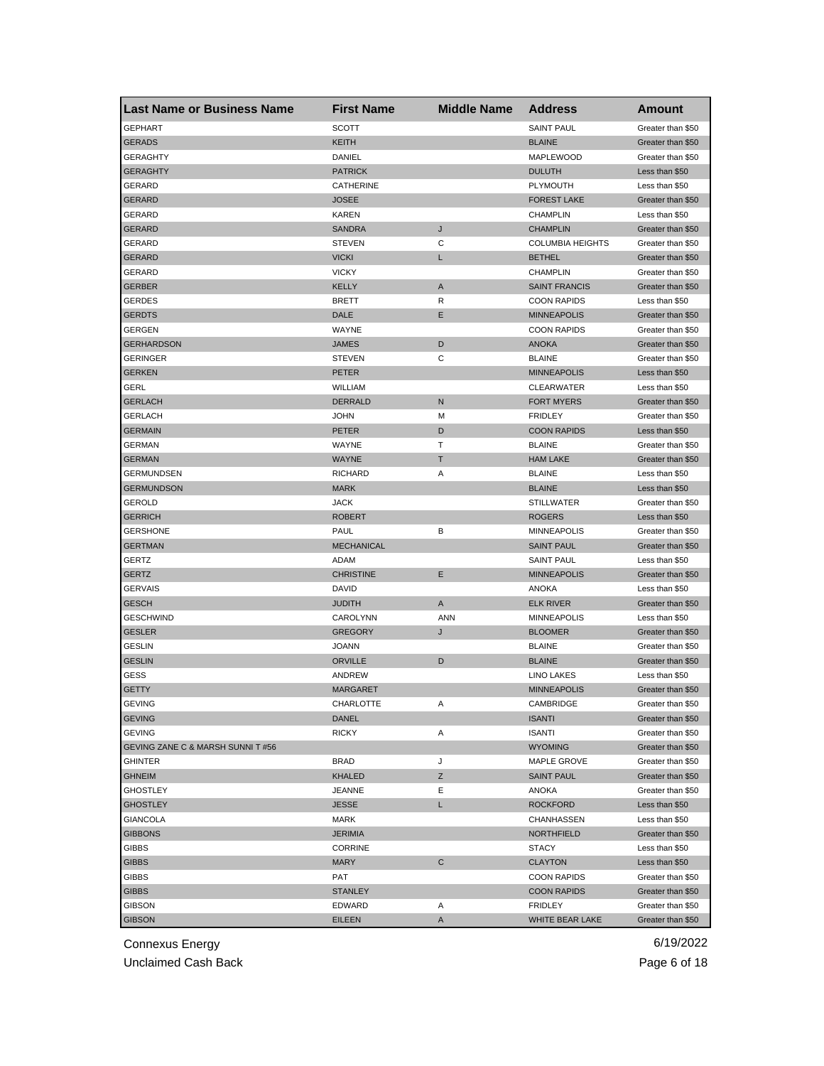| Last Name or Business Name | First Name | Middle Name | Address | Amount |
| --- | --- | --- | --- | --- |
| GEPHART | SCOTT | | SAINT PAUL | Greater than $50 |
| GERADS | KEITH | | BLAINE | Greater than $50 |
| GERAGHTY | DANIEL | | MAPLEWOOD | Greater than $50 |
| GERAGHTY | PATRICK | | DULUTH | Less than $50 |
| GERARD | CATHERINE | | PLYMOUTH | Less than $50 |
| GERARD | JOSEE | | FOREST LAKE | Greater than $50 |
| GERARD | KAREN | | CHAMPLIN | Less than $50 |
| GERARD | SANDRA | J | CHAMPLIN | Greater than $50 |
| GERARD | STEVEN | C | COLUMBIA HEIGHTS | Greater than $50 |
| GERARD | VICKI | L | BETHEL | Greater than $50 |
| GERARD | VICKY | | CHAMPLIN | Greater than $50 |
| GERBER | KELLY | A | SAINT FRANCIS | Greater than $50 |
| GERDES | BRETT | R | COON RAPIDS | Less than $50 |
| GERDTS | DALE | E | MINNEAPOLIS | Greater than $50 |
| GERGEN | WAYNE | | COON RAPIDS | Greater than $50 |
| GERHARDSON | JAMES | D | ANOKA | Greater than $50 |
| GERINGER | STEVEN | C | BLAINE | Greater than $50 |
| GERKEN | PETER | | MINNEAPOLIS | Less than $50 |
| GERL | WILLIAM | | CLEARWATER | Less than $50 |
| GERLACH | DERRALD | N | FORT MYERS | Greater than $50 |
| GERLACH | JOHN | M | FRIDLEY | Greater than $50 |
| GERMAIN | PETER | D | COON RAPIDS | Less than $50 |
| GERMAN | WAYNE | T | BLAINE | Greater than $50 |
| GERMAN | WAYNE | T | HAM LAKE | Greater than $50 |
| GERMUNDSEN | RICHARD | A | BLAINE | Less than $50 |
| GERMUNDSON | MARK | | BLAINE | Less than $50 |
| GEROLD | JACK | | STILLWATER | Greater than $50 |
| GERRICH | ROBERT | | ROGERS | Less than $50 |
| GERSHONE | PAUL | B | MINNEAPOLIS | Greater than $50 |
| GERTMAN | MECHANICAL | | SAINT PAUL | Greater than $50 |
| GERTZ | ADAM | | SAINT PAUL | Less than $50 |
| GERTZ | CHRISTINE | E | MINNEAPOLIS | Greater than $50 |
| GERVAIS | DAVID | | ANOKA | Less than $50 |
| GESCH | JUDITH | A | ELK RIVER | Greater than $50 |
| GESCHWIND | CAROLYNN | ANN | MINNEAPOLIS | Less than $50 |
| GESLER | GREGORY | J | BLOOMER | Greater than $50 |
| GESLIN | JOANN | | BLAINE | Greater than $50 |
| GESLIN | ORVILLE | D | BLAINE | Greater than $50 |
| GESS | ANDREW | | LINO LAKES | Less than $50 |
| GETTY | MARGARET | | MINNEAPOLIS | Greater than $50 |
| GEVING | CHARLOTTE | A | CAMBRIDGE | Greater than $50 |
| GEVING | DANEL | | ISANTI | Greater than $50 |
| GEVING | RICKY | A | ISANTI | Greater than $50 |
| GEVING ZANE C & MARSH SUNNI T #56 | | | WYOMING | Greater than $50 |
| GHINTER | BRAD | J | MAPLE GROVE | Greater than $50 |
| GHNEIM | KHALED | Z | SAINT PAUL | Greater than $50 |
| GHOSTLEY | JEANNE | E | ANOKA | Greater than $50 |
| GHOSTLEY | JESSE | L | ROCKFORD | Less than $50 |
| GIANCOLA | MARK | | CHANHASSEN | Less than $50 |
| GIBBONS | JERIMIA | | NORTHFIELD | Greater than $50 |
| GIBBS | CORRINE | | STACY | Less than $50 |
| GIBBS | MARY | C | CLAYTON | Less than $50 |
| GIBBS | PAT | | COON RAPIDS | Greater than $50 |
| GIBBS | STANLEY | | COON RAPIDS | Greater than $50 |
| GIBSON | EDWARD | A | FRIDLEY | Greater than $50 |
| GIBSON | EILEEN | A | WHITE BEAR LAKE | Greater than $50 |

Connexus Energy
Unclaimed Cash Back

6/19/2022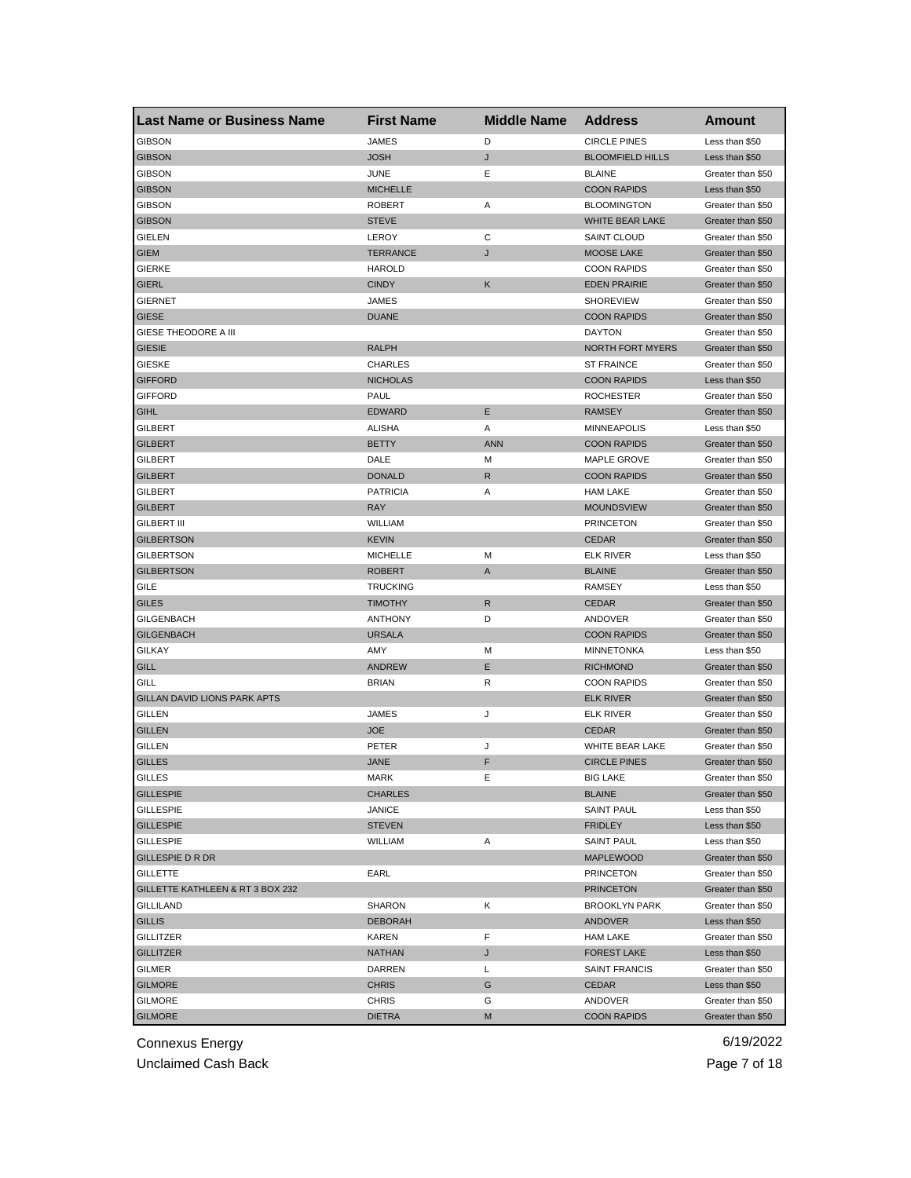| Last Name or Business Name | First Name | Middle Name | Address | Amount |
|---|---|---|---|---|
| GIBSON | JAMES | D | CIRCLE PINES | Less than $50 |
| GIBSON | JOSH | J | BLOOMFIELD HILLS | Less than $50 |
| GIBSON | JUNE | E | BLAINE | Greater than $50 |
| GIBSON | MICHELLE | | COON RAPIDS | Less than $50 |
| GIBSON | ROBERT | A | BLOOMINGTON | Greater than $50 |
| GIBSON | STEVE | | WHITE BEAR LAKE | Greater than $50 |
| GIELEN | LEROY | C | SAINT CLOUD | Greater than $50 |
| GIEM | TERRANCE | J | MOOSE LAKE | Greater than $50 |
| GIERKE | HAROLD | | COON RAPIDS | Greater than $50 |
| GIERL | CINDY | K | EDEN PRAIRIE | Greater than $50 |
| GIERNET | JAMES | | SHOREVIEW | Greater than $50 |
| GIESE | DUANE | | COON RAPIDS | Greater than $50 |
| GIESE THEODORE A III | | | DAYTON | Greater than $50 |
| GIESIE | RALPH | | NORTH FORT MYERS | Greater than $50 |
| GIESKE | CHARLES | | ST FRAINCE | Greater than $50 |
| GIFFORD | NICHOLAS | | COON RAPIDS | Less than $50 |
| GIFFORD | PAUL | | ROCHESTER | Greater than $50 |
| GIHL | EDWARD | E | RAMSEY | Greater than $50 |
| GILBERT | ALISHA | A | MINNEAPOLIS | Less than $50 |
| GILBERT | BETTY | ANN | COON RAPIDS | Greater than $50 |
| GILBERT | DALE | M | MAPLE GROVE | Greater than $50 |
| GILBERT | DONALD | R | COON RAPIDS | Greater than $50 |
| GILBERT | PATRICIA | A | HAM LAKE | Greater than $50 |
| GILBERT | RAY | | MOUNDSVIEW | Greater than $50 |
| GILBERT III | WILLIAM | | PRINCETON | Greater than $50 |
| GILBERTSON | KEVIN | | CEDAR | Greater than $50 |
| GILBERTSON | MICHELLE | M | ELK RIVER | Less than $50 |
| GILBERTSON | ROBERT | A | BLAINE | Greater than $50 |
| GILE | TRUCKING | | RAMSEY | Less than $50 |
| GILES | TIMOTHY | R | CEDAR | Greater than $50 |
| GILGENBACH | ANTHONY | D | ANDOVER | Greater than $50 |
| GILGENBACH | URSALA | | COON RAPIDS | Greater than $50 |
| GILKAY | AMY | M | MINNETONKA | Less than $50 |
| GILL | ANDREW | E | RICHMOND | Greater than $50 |
| GILL | BRIAN | R | COON RAPIDS | Greater than $50 |
| GILLAN DAVID LIONS PARK APTS | | | ELK RIVER | Greater than $50 |
| GILLEN | JAMES | J | ELK RIVER | Greater than $50 |
| GILLEN | JOE | | CEDAR | Greater than $50 |
| GILLEN | PETER | J | WHITE BEAR LAKE | Greater than $50 |
| GILLES | JANE | F | CIRCLE PINES | Greater than $50 |
| GILLES | MARK | E | BIG LAKE | Greater than $50 |
| GILLESPIE | CHARLES | | BLAINE | Greater than $50 |
| GILLESPIE | JANICE | | SAINT PAUL | Less than $50 |
| GILLESPIE | STEVEN | | FRIDLEY | Less than $50 |
| GILLESPIE | WILLIAM | A | SAINT PAUL | Less than $50 |
| GILLESPIE D R DR | | | MAPLEWOOD | Greater than $50 |
| GILLETTE | EARL | | PRINCETON | Greater than $50 |
| GILLETTE KATHLEEN & RT 3 BOX 232 | | | PRINCETON | Greater than $50 |
| GILLILAND | SHARON | K | BROOKLYN PARK | Greater than $50 |
| GILLIS | DEBORAH | | ANDOVER | Less than $50 |
| GILLITZER | KAREN | F | HAM LAKE | Greater than $50 |
| GILLITZER | NATHAN | J | FOREST LAKE | Less than $50 |
| GILMER | DARREN | L | SAINT FRANCIS | Greater than $50 |
| GILMORE | CHRIS | G | CEDAR | Less than $50 |
| GILMORE | CHRIS | G | ANDOVER | Greater than $50 |
| GILMORE | DIETRA | M | COON RAPIDS | Greater than $50 |

Connexus Energy
Unclaimed Cash Back
6/19/2022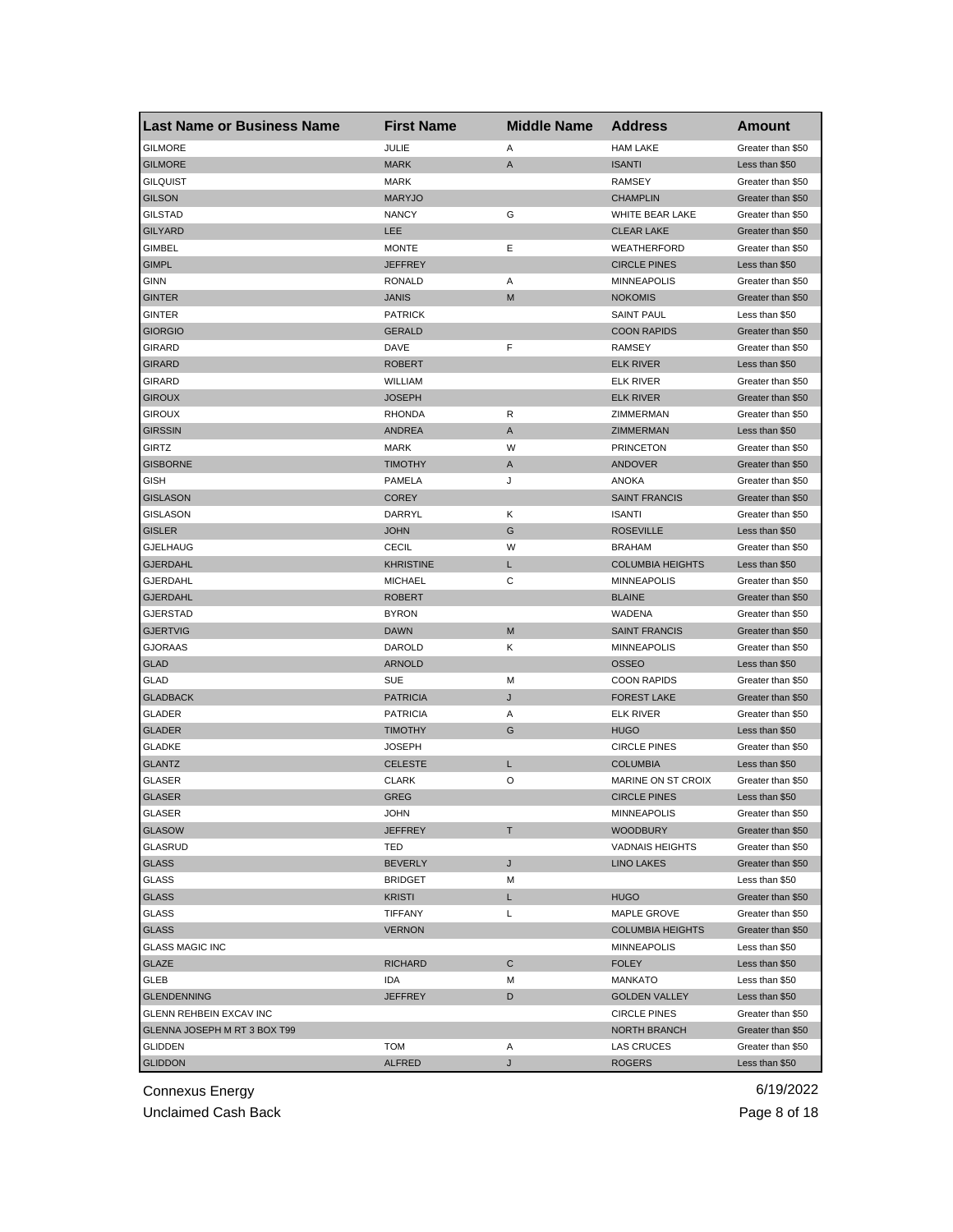| Last Name or Business Name | First Name | Middle Name | Address | Amount |
|---|---|---|---|---|
| GILMORE | JULIE | A | HAM LAKE | Greater than $50 |
| GILMORE | MARK | A | ISANTI | Less than $50 |
| GILQUIST | MARK | | RAMSEY | Greater than $50 |
| GILSON | MARYJO | | CHAMPLIN | Greater than $50 |
| GILSTAD | NANCY | G | WHITE BEAR LAKE | Greater than $50 |
| GILYARD | LEE | | CLEAR LAKE | Greater than $50 |
| GIMBEL | MONTE | E | WEATHERFORD | Greater than $50 |
| GIMPL | JEFFREY | | CIRCLE PINES | Less than $50 |
| GINN | RONALD | A | MINNEAPOLIS | Greater than $50 |
| GINTER | JANIS | M | NOKOMIS | Greater than $50 |
| GINTER | PATRICK | | SAINT PAUL | Less than $50 |
| GIORGIO | GERALD | | COON RAPIDS | Greater than $50 |
| GIRARD | DAVE | F | RAMSEY | Greater than $50 |
| GIRARD | ROBERT | | ELK RIVER | Less than $50 |
| GIRARD | WILLIAM | | ELK RIVER | Greater than $50 |
| GIROUX | JOSEPH | | ELK RIVER | Greater than $50 |
| GIROUX | RHONDA | R | ZIMMERMAN | Greater than $50 |
| GIRSSIN | ANDREA | A | ZIMMERMAN | Less than $50 |
| GIRTZ | MARK | W | PRINCETON | Greater than $50 |
| GISBORNE | TIMOTHY | A | ANDOVER | Greater than $50 |
| GISH | PAMELA | J | ANOKA | Greater than $50 |
| GISLASON | COREY | | SAINT FRANCIS | Greater than $50 |
| GISLASON | DARRYL | K | ISANTI | Greater than $50 |
| GISLER | JOHN | G | ROSEVILLE | Less than $50 |
| GJELHAUG | CECIL | W | BRAHAM | Greater than $50 |
| GJERDAHL | KHRISTINE | L | COLUMBIA HEIGHTS | Less than $50 |
| GJERDAHL | MICHAEL | C | MINNEAPOLIS | Greater than $50 |
| GJERDAHL | ROBERT | | BLAINE | Greater than $50 |
| GJERSTAD | BYRON | | WADENA | Greater than $50 |
| GJERTVIG | DAWN | M | SAINT FRANCIS | Greater than $50 |
| GJORAAS | DAROLD | K | MINNEAPOLIS | Greater than $50 |
| GLAD | ARNOLD | | OSSEO | Less than $50 |
| GLAD | SUE | M | COON RAPIDS | Greater than $50 |
| GLADBACK | PATRICIA | J | FOREST LAKE | Greater than $50 |
| GLADER | PATRICIA | A | ELK RIVER | Greater than $50 |
| GLADER | TIMOTHY | G | HUGO | Less than $50 |
| GLADKE | JOSEPH | | CIRCLE PINES | Greater than $50 |
| GLANTZ | CELESTE | L | COLUMBIA | Less than $50 |
| GLASER | CLARK | O | MARINE ON ST CROIX | Greater than $50 |
| GLASER | GREG | | CIRCLE PINES | Less than $50 |
| GLASER | JOHN | | MINNEAPOLIS | Greater than $50 |
| GLASOW | JEFFREY | T | WOODBURY | Greater than $50 |
| GLASRUD | TED | | VADNAIS HEIGHTS | Greater than $50 |
| GLASS | BEVERLY | J | LINO LAKES | Greater than $50 |
| GLASS | BRIDGET | M | | Less than $50 |
| GLASS | KRISTI | L | HUGO | Greater than $50 |
| GLASS | TIFFANY | L | MAPLE GROVE | Greater than $50 |
| GLASS | VERNON | | COLUMBIA HEIGHTS | Greater than $50 |
| GLASS MAGIC INC | | | MINNEAPOLIS | Less than $50 |
| GLAZE | RICHARD | C | FOLEY | Less than $50 |
| GLEB | IDA | M | MANKATO | Less than $50 |
| GLENDENNING | JEFFREY | D | GOLDEN VALLEY | Less than $50 |
| GLENN REHBEIN EXCAV INC | | | CIRCLE PINES | Greater than $50 |
| GLENNA JOSEPH M RT 3 BOX T99 | | | NORTH BRANCH | Greater than $50 |
| GLIDDEN | TOM | A | LAS CRUCES | Greater than $50 |
| GLIDDON | ALFRED | J | ROGERS | Less than $50 |

Connexus Energy 6/19/2022

Unclaimed Cash Back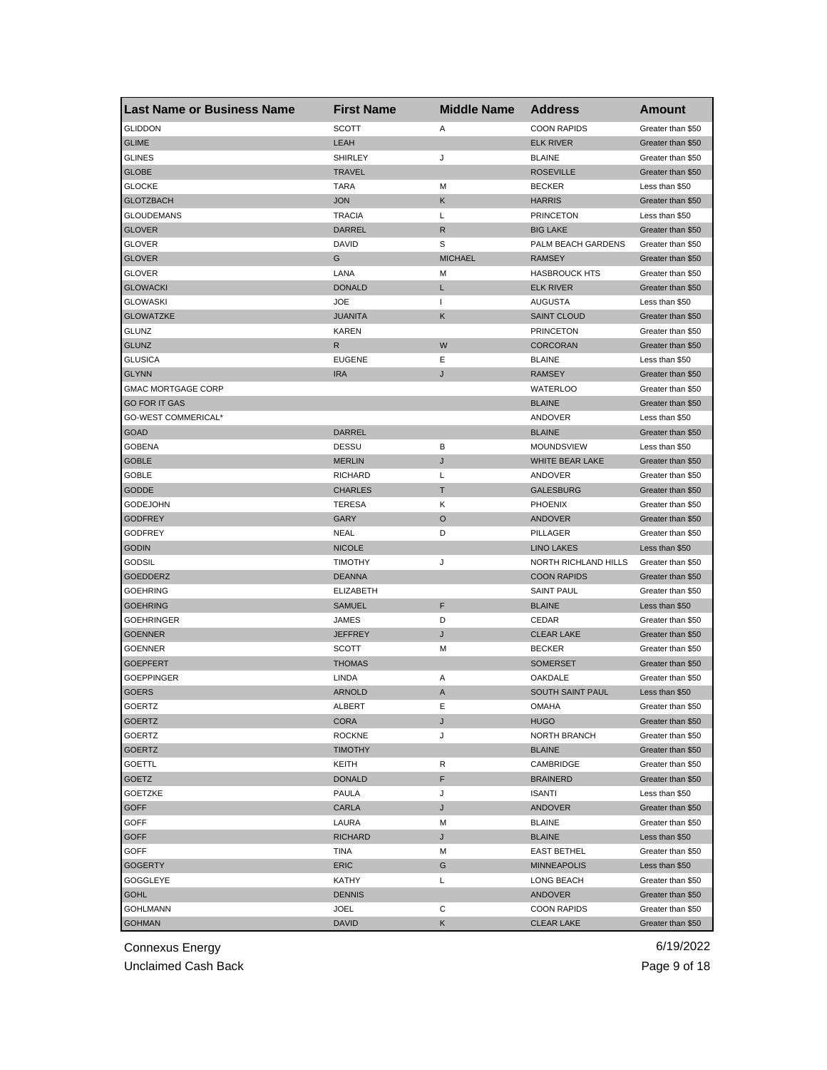| Last Name or Business Name | First Name | Middle Name | Address | Amount |
| --- | --- | --- | --- | --- |
| GLIDDON | SCOTT | A | COON RAPIDS | Greater than $50 |
| GLIME | LEAH | | ELK RIVER | Greater than $50 |
| GLINES | SHIRLEY | J | BLAINE | Greater than $50 |
| GLOBE | TRAVEL | | ROSEVILLE | Greater than $50 |
| GLOCKE | TARA | M | BECKER | Less than $50 |
| GLOTZBACH | JON | K | HARRIS | Greater than $50 |
| GLOUDEMANS | TRACIA | L | PRINCETON | Less than $50 |
| GLOVER | DARREL | R | BIG LAKE | Greater than $50 |
| GLOVER | DAVID | S | PALM BEACH GARDENS | Greater than $50 |
| GLOVER | G | MICHAEL | RAMSEY | Greater than $50 |
| GLOVER | LANA | M | HASBROUCK HTS | Greater than $50 |
| GLOWACKI | DONALD | L | ELK RIVER | Greater than $50 |
| GLOWASKI | JOE | I | AUGUSTA | Less than $50 |
| GLOWATZKE | JUANITA | K | SAINT CLOUD | Greater than $50 |
| GLUNZ | KAREN | | PRINCETON | Greater than $50 |
| GLUNZ | R | W | CORCORAN | Greater than $50 |
| GLUSICA | EUGENE | E | BLAINE | Less than $50 |
| GLYNN | IRA | J | RAMSEY | Greater than $50 |
| GMAC MORTGAGE CORP | | | WATERLOO | Greater than $50 |
| GO FOR IT GAS | | | BLAINE | Greater than $50 |
| GO-WEST COMMERICAL* | | | ANDOVER | Less than $50 |
| GOAD | DARREL | | BLAINE | Greater than $50 |
| GOBENA | DESSU | B | MOUNDSVIEW | Less than $50 |
| GOBLE | MERLIN | J | WHITE BEAR LAKE | Greater than $50 |
| GOBLE | RICHARD | L | ANDOVER | Greater than $50 |
| GODDE | CHARLES | T | GALESBURG | Greater than $50 |
| GODEJOHN | TERESA | K | PHOENIX | Greater than $50 |
| GODFREY | GARY | O | ANDOVER | Greater than $50 |
| GODFREY | NEAL | D | PILLAGER | Greater than $50 |
| GODIN | NICOLE | | LINO LAKES | Less than $50 |
| GODSIL | TIMOTHY | J | NORTH RICHLAND HILLS | Greater than $50 |
| GOEDDERZ | DEANNA | | COON RAPIDS | Greater than $50 |
| GOEHRING | ELIZABETH | | SAINT PAUL | Greater than $50 |
| GOEHRING | SAMUEL | F | BLAINE | Less than $50 |
| GOEHRINGER | JAMES | D | CEDAR | Greater than $50 |
| GOENNER | JEFFREY | J | CLEAR LAKE | Greater than $50 |
| GOENNER | SCOTT | M | BECKER | Greater than $50 |
| GOEPFERT | THOMAS | | SOMERSET | Greater than $50 |
| GOEPPINGER | LINDA | A | OAKDALE | Greater than $50 |
| GOERS | ARNOLD | A | SOUTH SAINT PAUL | Less than $50 |
| GOERTZ | ALBERT | E | OMAHA | Greater than $50 |
| GOERTZ | CORA | J | HUGO | Greater than $50 |
| GOERTZ | ROCKNE | J | NORTH BRANCH | Greater than $50 |
| GOERTZ | TIMOTHY | | BLAINE | Greater than $50 |
| GOETTL | KEITH | R | CAMBRIDGE | Greater than $50 |
| GOETZ | DONALD | F | BRAINERD | Greater than $50 |
| GOETZKE | PAULA | J | ISANTI | Less than $50 |
| GOFF | CARLA | J | ANDOVER | Greater than $50 |
| GOFF | LAURA | M | BLAINE | Greater than $50 |
| GOFF | RICHARD | J | BLAINE | Less than $50 |
| GOFF | TINA | M | EAST BETHEL | Greater than $50 |
| GOGERTY | ERIC | G | MINNEAPOLIS | Less than $50 |
| GOGGLEYE | KATHY | L | LONG BEACH | Greater than $50 |
| GOHL | DENNIS | | ANDOVER | Greater than $50 |
| GOHLMANN | JOEL | C | COON RAPIDS | Greater than $50 |
| GOHMAN | DAVID | K | CLEAR LAKE | Greater than $50 |

Connexus Energy 6/19/2022
Unclaimed Cash Back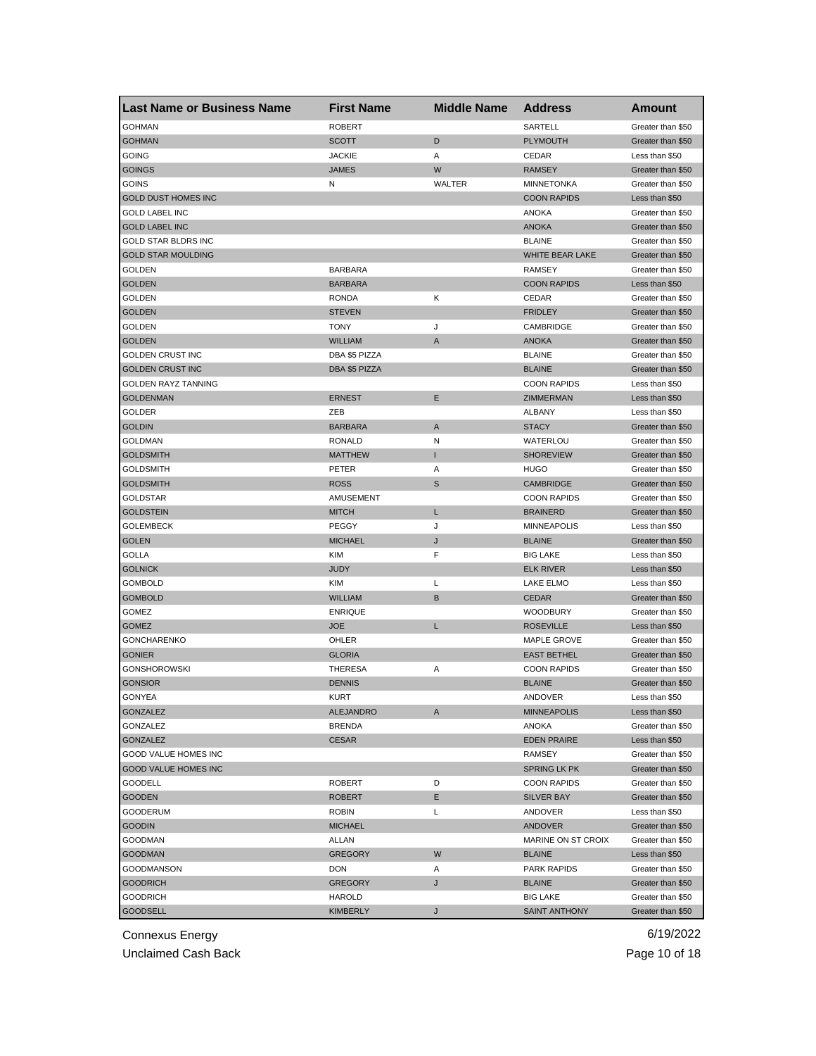| Last Name or Business Name | First Name | Middle Name | Address | Amount |
|---|---|---|---|---|
| GOHMAN | ROBERT | | SARTELL | Greater than $50 |
| GOHMAN | SCOTT | D | PLYMOUTH | Greater than $50 |
| GOING | JACKIE | A | CEDAR | Less than $50 |
| GOINGS | JAMES | W | RAMSEY | Greater than $50 |
| GOINS | N | WALTER | MINNETONKA | Greater than $50 |
| GOLD DUST HOMES INC | | | COON RAPIDS | Less than $50 |
| GOLD LABEL INC | | | ANOKA | Greater than $50 |
| GOLD LABEL INC | | | ANOKA | Greater than $50 |
| GOLD STAR BLDRS INC | | | BLAINE | Greater than $50 |
| GOLD STAR MOULDING | | | WHITE BEAR LAKE | Greater than $50 |
| GOLDEN | BARBARA | | RAMSEY | Greater than $50 |
| GOLDEN | BARBARA | | COON RAPIDS | Less than $50 |
| GOLDEN | RONDA | K | CEDAR | Greater than $50 |
| GOLDEN | STEVEN | | FRIDLEY | Greater than $50 |
| GOLDEN | TONY | J | CAMBRIDGE | Greater than $50 |
| GOLDEN | WILLIAM | A | ANOKA | Greater than $50 |
| GOLDEN CRUST INC | DBA $5 PIZZA | | BLAINE | Greater than $50 |
| GOLDEN CRUST INC | DBA $5 PIZZA | | BLAINE | Greater than $50 |
| GOLDEN RAYZ TANNING | | | COON RAPIDS | Less than $50 |
| GOLDENMAN | ERNEST | E | ZIMMERMAN | Less than $50 |
| GOLDER | ZEB | | ALBANY | Less than $50 |
| GOLDIN | BARBARA | A | STACY | Greater than $50 |
| GOLDMAN | RONALD | N | WATERLOU | Greater than $50 |
| GOLDSMITH | MATTHEW | I | SHOREVIEW | Greater than $50 |
| GOLDSMITH | PETER | A | HUGO | Greater than $50 |
| GOLDSMITH | ROSS | S | CAMBRIDGE | Greater than $50 |
| GOLDSTAR | AMUSEMENT | | COON RAPIDS | Greater than $50 |
| GOLDSTEIN | MITCH | L | BRAINERD | Greater than $50 |
| GOLEMBECK | PEGGY | J | MINNEAPOLIS | Less than $50 |
| GOLEN | MICHAEL | J | BLAINE | Greater than $50 |
| GOLLA | KIM | F | BIG LAKE | Less than $50 |
| GOLNICK | JUDY | | ELK RIVER | Less than $50 |
| GOMBOLD | KIM | L | LAKE ELMO | Less than $50 |
| GOMBOLD | WILLIAM | B | CEDAR | Greater than $50 |
| GOMEZ | ENRIQUE | | WOODBURY | Greater than $50 |
| GOMEZ | JOE | L | ROSEVILLE | Less than $50 |
| GONCHARENKO | OHLER | | MAPLE GROVE | Greater than $50 |
| GONIER | GLORIA | | EAST BETHEL | Greater than $50 |
| GONSHOROWSKI | THERESA | A | COON RAPIDS | Greater than $50 |
| GONSIOR | DENNIS | | BLAINE | Greater than $50 |
| GONYEA | KURT | | ANDOVER | Less than $50 |
| GONZALEZ | ALEJANDRO | A | MINNEAPOLIS | Less than $50 |
| GONZALEZ | BRENDA | | ANOKA | Greater than $50 |
| GONZALEZ | CESAR | | EDEN PRAIRE | Less than $50 |
| GOOD VALUE HOMES INC | | | RAMSEY | Greater than $50 |
| GOOD VALUE HOMES INC | | | SPRING LK PK | Greater than $50 |
| GOODELL | ROBERT | D | COON RAPIDS | Greater than $50 |
| GOODEN | ROBERT | E | SILVER BAY | Greater than $50 |
| GOODERUM | ROBIN | L | ANDOVER | Less than $50 |
| GOODIN | MICHAEL | | ANDOVER | Greater than $50 |
| GOODMAN | ALLAN | | MARINE ON ST CROIX | Greater than $50 |
| GOODMAN | GREGORY | W | BLAINE | Less than $50 |
| GOODMANSON | DON | A | PARK RAPIDS | Greater than $50 |
| GOODRICH | GREGORY | J | BLAINE | Greater than $50 |
| GOODRICH | HAROLD | | BIG LAKE | Greater than $50 |
| GOODSELL | KIMBERLY | J | SAINT ANTHONY | Greater than $50 |

Connexus Energy

Unclaimed Cash Back

6/19/2022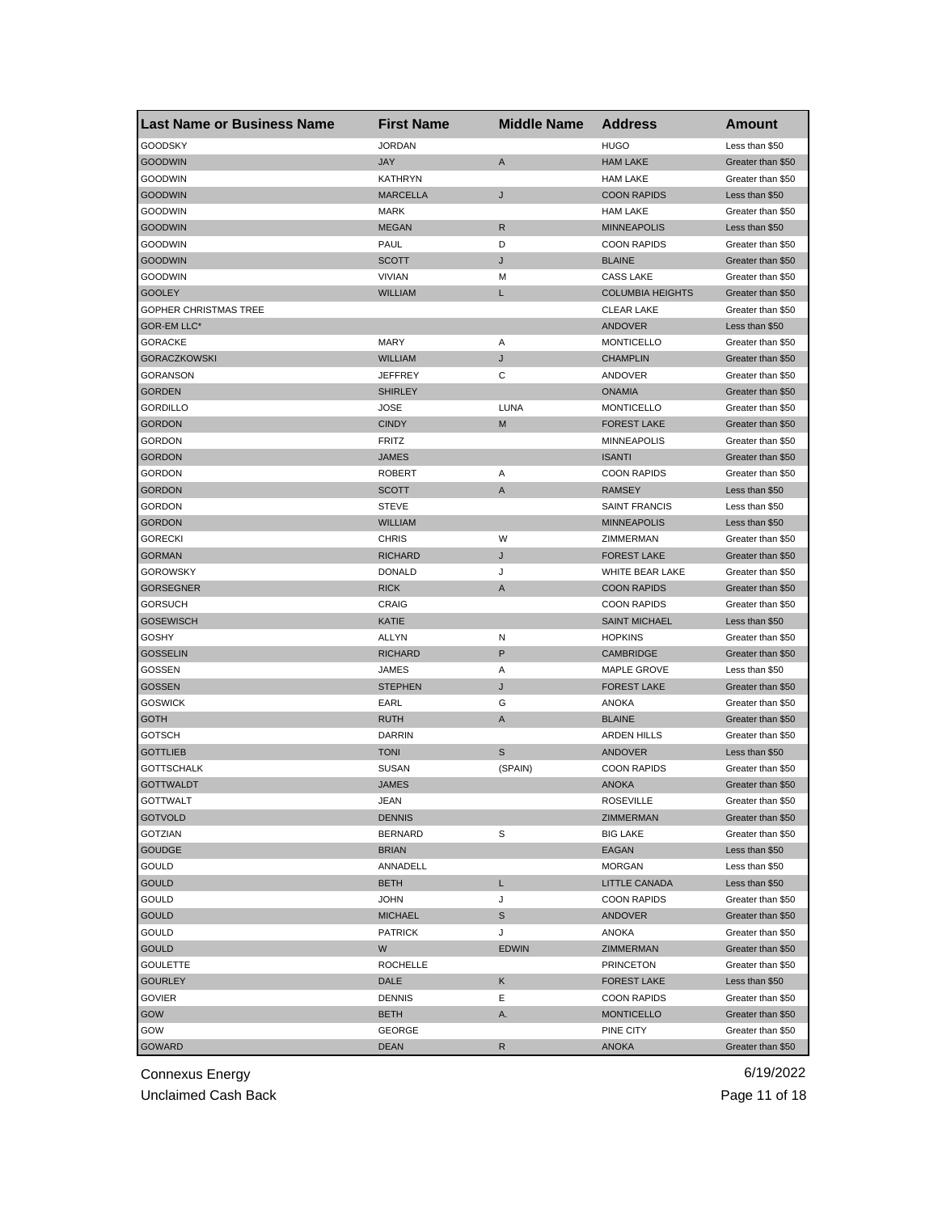| Last Name or Business Name | First Name | Middle Name | Address | Amount |
|---|---|---|---|---|
| GOODSKY | JORDAN | | HUGO | Less than $50 |
| GOODWIN | JAY | A | HAM LAKE | Greater than $50 |
| GOODWIN | KATHRYN | | HAM LAKE | Greater than $50 |
| GOODWIN | MARCELLA | J | COON RAPIDS | Less than $50 |
| GOODWIN | MARK | | HAM LAKE | Greater than $50 |
| GOODWIN | MEGAN | R | MINNEAPOLIS | Less than $50 |
| GOODWIN | PAUL | D | COON RAPIDS | Greater than $50 |
| GOODWIN | SCOTT | J | BLAINE | Greater than $50 |
| GOODWIN | VIVIAN | M | CASS LAKE | Greater than $50 |
| GOOLEY | WILLIAM | L | COLUMBIA HEIGHTS | Greater than $50 |
| GOPHER CHRISTMAS TREE | | | CLEAR LAKE | Greater than $50 |
| GOR-EM LLC* | | | ANDOVER | Less than $50 |
| GORACKE | MARY | A | MONTICELLO | Greater than $50 |
| GORACZKOWSKI | WILLIAM | J | CHAMPLIN | Greater than $50 |
| GORANSON | JEFFREY | C | ANDOVER | Greater than $50 |
| GORDEN | SHIRLEY | | ONAMIA | Greater than $50 |
| GORDILLO | JOSE | LUNA | MONTICELLO | Greater than $50 |
| GORDON | CINDY | M | FOREST LAKE | Greater than $50 |
| GORDON | FRITZ | | MINNEAPOLIS | Greater than $50 |
| GORDON | JAMES | | ISANTI | Greater than $50 |
| GORDON | ROBERT | A | COON RAPIDS | Greater than $50 |
| GORDON | SCOTT | A | RAMSEY | Less than $50 |
| GORDON | STEVE | | SAINT FRANCIS | Less than $50 |
| GORDON | WILLIAM | | MINNEAPOLIS | Less than $50 |
| GORECKI | CHRIS | W | ZIMMERMAN | Greater than $50 |
| GORMAN | RICHARD | J | FOREST LAKE | Greater than $50 |
| GOROWSKY | DONALD | J | WHITE BEAR LAKE | Greater than $50 |
| GORSEGNER | RICK | A | COON RAPIDS | Greater than $50 |
| GORSUCH | CRAIG | | COON RAPIDS | Greater than $50 |
| GOSEWISCH | KATIE | | SAINT MICHAEL | Less than $50 |
| GOSHY | ALLYN | N | HOPKINS | Greater than $50 |
| GOSSELIN | RICHARD | P | CAMBRIDGE | Greater than $50 |
| GOSSEN | JAMES | A | MAPLE GROVE | Less than $50 |
| GOSSEN | STEPHEN | J | FOREST LAKE | Greater than $50 |
| GOSWICK | EARL | G | ANOKA | Greater than $50 |
| GOTH | RUTH | A | BLAINE | Greater than $50 |
| GOTSCH | DARRIN | | ARDEN HILLS | Greater than $50 |
| GOTTLIEB | TONI | S | ANDOVER | Less than $50 |
| GOTTSCHALK | SUSAN | (SPAIN) | COON RAPIDS | Greater than $50 |
| GOTTWALDT | JAMES | | ANOKA | Greater than $50 |
| GOTTWALT | JEAN | | ROSEVILLE | Greater than $50 |
| GOTVOLD | DENNIS | | ZIMMERMAN | Greater than $50 |
| GOTZIAN | BERNARD | S | BIG LAKE | Greater than $50 |
| GOUDGE | BRIAN | | EAGAN | Less than $50 |
| GOULD | ANNADELL | | MORGAN | Less than $50 |
| GOULD | BETH | L | LITTLE CANADA | Less than $50 |
| GOULD | JOHN | J | COON RAPIDS | Greater than $50 |
| GOULD | MICHAEL | S | ANDOVER | Greater than $50 |
| GOULD | PATRICK | J | ANOKA | Greater than $50 |
| GOULD | W | EDWIN | ZIMMERMAN | Greater than $50 |
| GOULETTE | ROCHELLE | | PRINCETON | Greater than $50 |
| GOURLEY | DALE | K | FOREST LAKE | Less than $50 |
| GOVIER | DENNIS | E | COON RAPIDS | Greater than $50 |
| GOW | BETH | A. | MONTICELLO | Greater than $50 |
| GOW | GEORGE | | PINE CITY | Greater than $50 |
| GOWARD | DEAN | R | ANOKA | Greater than $50 |

Connexus Energy
Unclaimed Cash Back

6/19/2022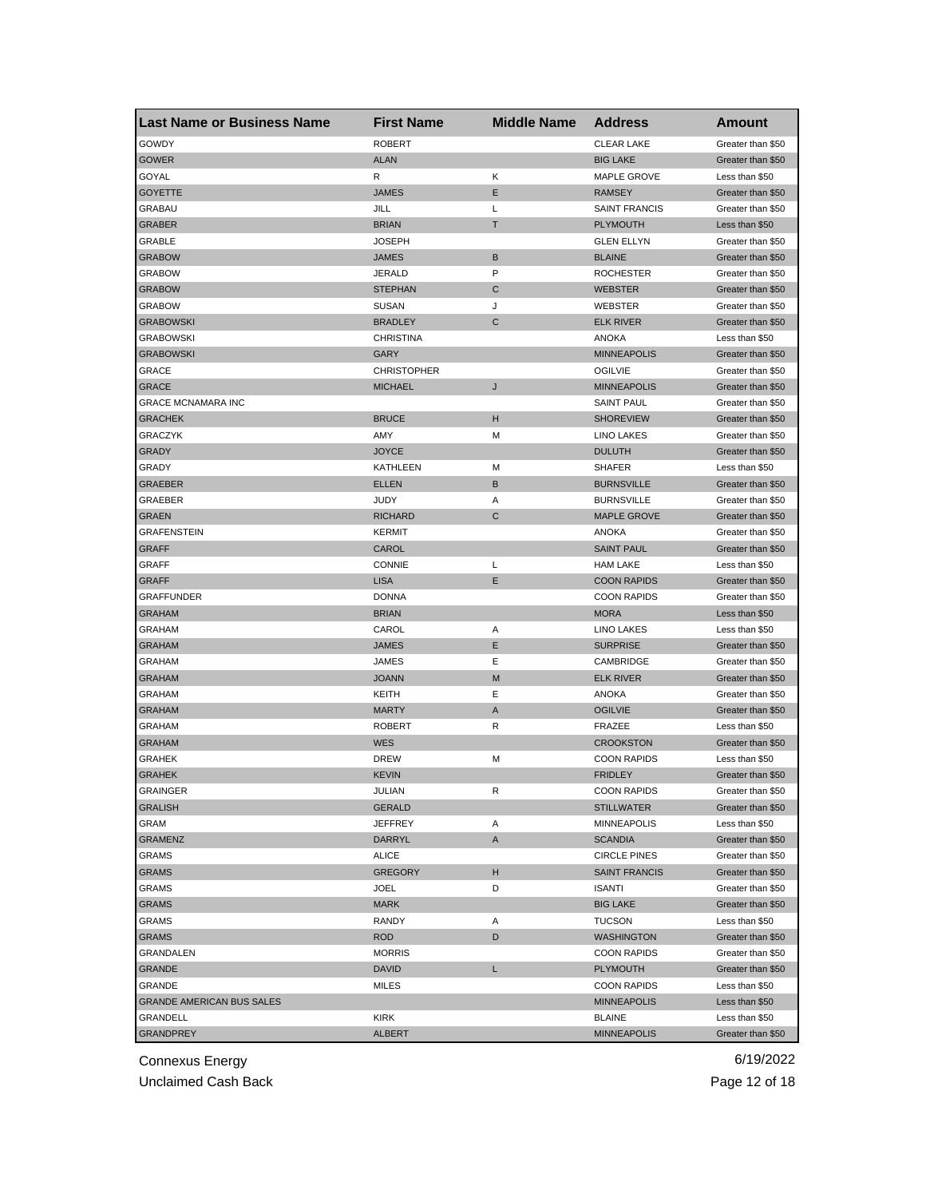| Last Name or Business Name | First Name | Middle Name | Address | Amount |
|---|---|---|---|---|
| GOWDY | ROBERT | | CLEAR LAKE | Greater than $50 |
| GOWER | ALAN | | BIG LAKE | Greater than $50 |
| GOYAL | R | K | MAPLE GROVE | Less than $50 |
| GOYETTE | JAMES | E | RAMSEY | Greater than $50 |
| GRABAU | JILL | L | SAINT FRANCIS | Greater than $50 |
| GRABER | BRIAN | T | PLYMOUTH | Less than $50 |
| GRABLE | JOSEPH | | GLEN ELLYN | Greater than $50 |
| GRABOW | JAMES | B | BLAINE | Greater than $50 |
| GRABOW | JERALD | P | ROCHESTER | Greater than $50 |
| GRABOW | STEPHAN | C | WEBSTER | Greater than $50 |
| GRABOW | SUSAN | J | WEBSTER | Greater than $50 |
| GRABOWSKI | BRADLEY | C | ELK RIVER | Greater than $50 |
| GRABOWSKI | CHRISTINA | | ANOKA | Less than $50 |
| GRABOWSKI | GARY | | MINNEAPOLIS | Greater than $50 |
| GRACE | CHRISTOPHER | | OGILVIE | Greater than $50 |
| GRACE | MICHAEL | J | MINNEAPOLIS | Greater than $50 |
| GRACE MCNAMARA INC | | | SAINT PAUL | Greater than $50 |
| GRACHEK | BRUCE | H | SHOREVIEW | Greater than $50 |
| GRACZYK | AMY | M | LINO LAKES | Greater than $50 |
| GRADY | JOYCE | | DULUTH | Greater than $50 |
| GRADY | KATHLEEN | M | SHAFER | Less than $50 |
| GRAEBER | ELLEN | B | BURNSVILLE | Greater than $50 |
| GRAEBER | JUDY | A | BURNSVILLE | Greater than $50 |
| GRAEN | RICHARD | C | MAPLE GROVE | Greater than $50 |
| GRAFENSTEIN | KERMIT | | ANOKA | Greater than $50 |
| GRAFF | CAROL | | SAINT PAUL | Greater than $50 |
| GRAFF | CONNIE | L | HAM LAKE | Less than $50 |
| GRAFF | LISA | E | COON RAPIDS | Greater than $50 |
| GRAFFUNDER | DONNA | | COON RAPIDS | Greater than $50 |
| GRAHAM | BRIAN | | MORA | Less than $50 |
| GRAHAM | CAROL | A | LINO LAKES | Less than $50 |
| GRAHAM | JAMES | E | SURPRISE | Greater than $50 |
| GRAHAM | JAMES | E | CAMBRIDGE | Greater than $50 |
| GRAHAM | JOANN | M | ELK RIVER | Greater than $50 |
| GRAHAM | KEITH | E | ANOKA | Greater than $50 |
| GRAHAM | MARTY | A | OGILVIE | Greater than $50 |
| GRAHAM | ROBERT | R | FRAZEE | Less than $50 |
| GRAHAM | WES | | CROOKSTON | Greater than $50 |
| GRAHEK | DREW | M | COON RAPIDS | Less than $50 |
| GRAHEK | KEVIN | | FRIDLEY | Greater than $50 |
| GRAINGER | JULIAN | R | COON RAPIDS | Greater than $50 |
| GRALISH | GERALD | | STILLWATER | Greater than $50 |
| GRAM | JEFFREY | A | MINNEAPOLIS | Less than $50 |
| GRAMENZ | DARRYL | A | SCANDIA | Greater than $50 |
| GRAMS | ALICE | | CIRCLE PINES | Greater than $50 |
| GRAMS | GREGORY | H | SAINT FRANCIS | Greater than $50 |
| GRAMS | JOEL | D | ISANTI | Greater than $50 |
| GRAMS | MARK | | BIG LAKE | Greater than $50 |
| GRAMS | RANDY | A | TUCSON | Less than $50 |
| GRAMS | ROD | D | WASHINGTON | Greater than $50 |
| GRANDALEN | MORRIS | | COON RAPIDS | Greater than $50 |
| GRANDE | DAVID | L | PLYMOUTH | Greater than $50 |
| GRANDE | MILES | | COON RAPIDS | Less than $50 |
| GRANDE AMERICAN BUS SALES | | | MINNEAPOLIS | Less than $50 |
| GRANDELL | KIRK | | BLAINE | Less than $50 |
| GRANDPREY | ALBERT | | MINNEAPOLIS | Greater than $50 |

Connexus Energy
Unclaimed Cash Back
6/19/2022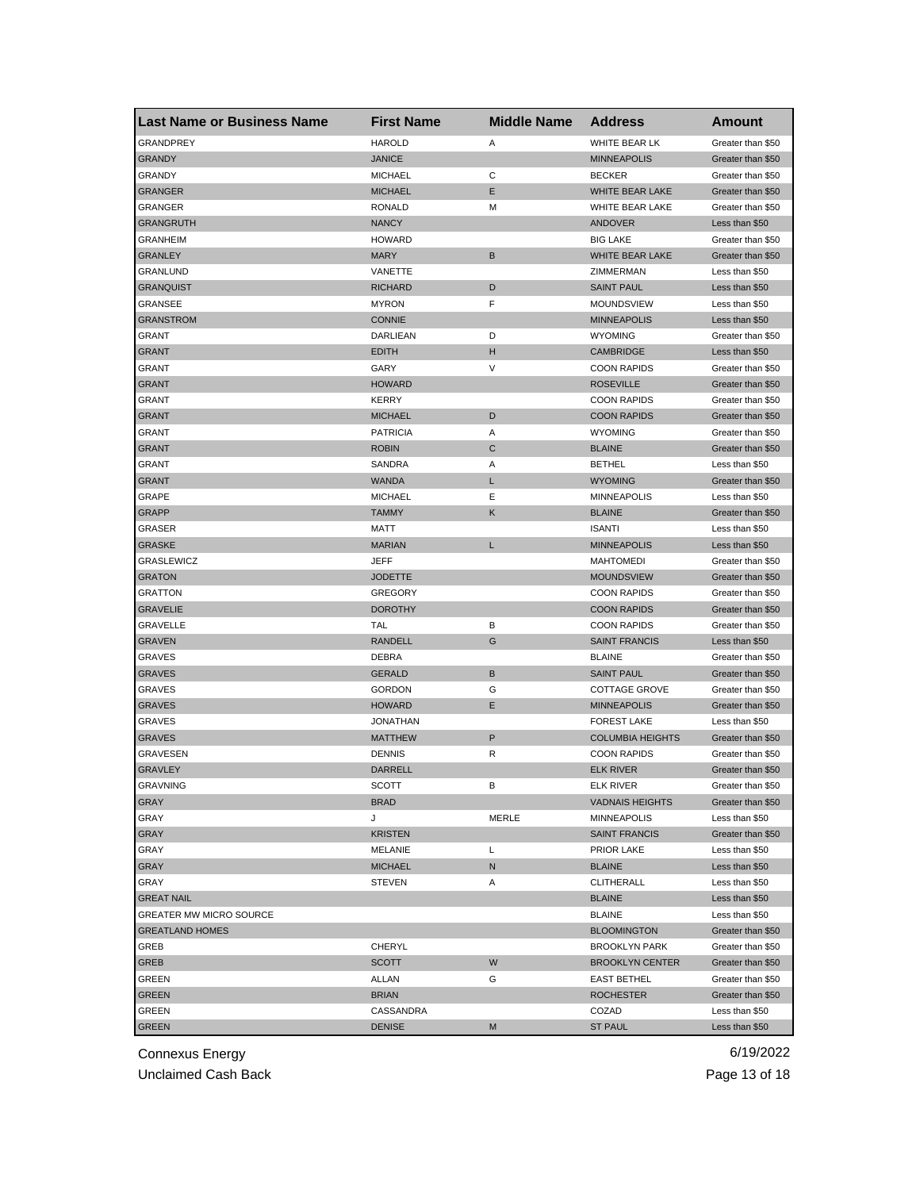| Last Name or Business Name | First Name | Middle Name | Address | Amount |
|---|---|---|---|---|
| GRANDPREY | HAROLD | A | WHITE BEAR LK | Greater than $50 |
| GRANDY | JANICE | | MINNEAPOLIS | Greater than $50 |
| GRANDY | MICHAEL | C | BECKER | Greater than $50 |
| GRANGER | MICHAEL | E | WHITE BEAR LAKE | Greater than $50 |
| GRANGER | RONALD | M | WHITE BEAR LAKE | Greater than $50 |
| GRANGRUTH | NANCY | | ANDOVER | Less than $50 |
| GRANHEIM | HOWARD | | BIG LAKE | Greater than $50 |
| GRANLEY | MARY | B | WHITE BEAR LAKE | Greater than $50 |
| GRANLUND | VANETTE | | ZIMMERMAN | Less than $50 |
| GRANQUIST | RICHARD | D | SAINT PAUL | Less than $50 |
| GRANSEE | MYRON | F | MOUNDSVIEW | Less than $50 |
| GRANSTROM | CONNIE | | MINNEAPOLIS | Less than $50 |
| GRANT | DARLIEAN | D | WYOMING | Greater than $50 |
| GRANT | EDITH | H | CAMBRIDGE | Less than $50 |
| GRANT | GARY | V | COON RAPIDS | Greater than $50 |
| GRANT | HOWARD | | ROSEVILLE | Greater than $50 |
| GRANT | KERRY | | COON RAPIDS | Greater than $50 |
| GRANT | MICHAEL | D | COON RAPIDS | Greater than $50 |
| GRANT | PATRICIA | A | WYOMING | Greater than $50 |
| GRANT | ROBIN | C | BLAINE | Greater than $50 |
| GRANT | SANDRA | A | BETHEL | Less than $50 |
| GRANT | WANDA | L | WYOMING | Greater than $50 |
| GRAPE | MICHAEL | E | MINNEAPOLIS | Less than $50 |
| GRAPP | TAMMY | K | BLAINE | Greater than $50 |
| GRASER | MATT | | ISANTI | Less than $50 |
| GRASKE | MARIAN | L | MINNEAPOLIS | Less than $50 |
| GRASLEWICZ | JEFF | | MAHTOMEDI | Greater than $50 |
| GRATON | JODETTE | | MOUNDSVIEW | Greater than $50 |
| GRATTON | GREGORY | | COON RAPIDS | Greater than $50 |
| GRAVELIE | DOROTHY | | COON RAPIDS | Greater than $50 |
| GRAVELLE | TAL | B | COON RAPIDS | Greater than $50 |
| GRAVEN | RANDELL | G | SAINT FRANCIS | Less than $50 |
| GRAVES | DEBRA | | BLAINE | Greater than $50 |
| GRAVES | GERALD | B | SAINT PAUL | Greater than $50 |
| GRAVES | GORDON | G | COTTAGE GROVE | Greater than $50 |
| GRAVES | HOWARD | E | MINNEAPOLIS | Greater than $50 |
| GRAVES | JONATHAN | | FOREST LAKE | Less than $50 |
| GRAVES | MATTHEW | P | COLUMBIA HEIGHTS | Greater than $50 |
| GRAVESEN | DENNIS | R | COON RAPIDS | Greater than $50 |
| GRAVLEY | DARRELL | | ELK RIVER | Greater than $50 |
| GRAVNING | SCOTT | B | ELK RIVER | Greater than $50 |
| GRAY | BRAD | | VADNAIS HEIGHTS | Greater than $50 |
| GRAY | J | MERLE | MINNEAPOLIS | Less than $50 |
| GRAY | KRISTEN | | SAINT FRANCIS | Greater than $50 |
| GRAY | MELANIE | L | PRIOR LAKE | Less than $50 |
| GRAY | MICHAEL | N | BLAINE | Less than $50 |
| GRAY | STEVEN | A | CLITHERALL | Less than $50 |
| GREAT NAIL | | | BLAINE | Less than $50 |
| GREATER MW MICRO SOURCE | | | BLAINE | Less than $50 |
| GREATLAND HOMES | | | BLOOMINGTON | Greater than $50 |
| GREB | CHERYL | | BROOKLYN PARK | Greater than $50 |
| GREB | SCOTT | W | BROOKLYN CENTER | Greater than $50 |
| GREEN | ALLAN | G | EAST BETHEL | Greater than $50 |
| GREEN | BRIAN | | ROCHESTER | Greater than $50 |
| GREEN | CASSANDRA | | COZAD | Less than $50 |
| GREEN | DENISE | M | ST PAUL | Less than $50 |

Connexus Energy
Unclaimed Cash Back
6/19/2022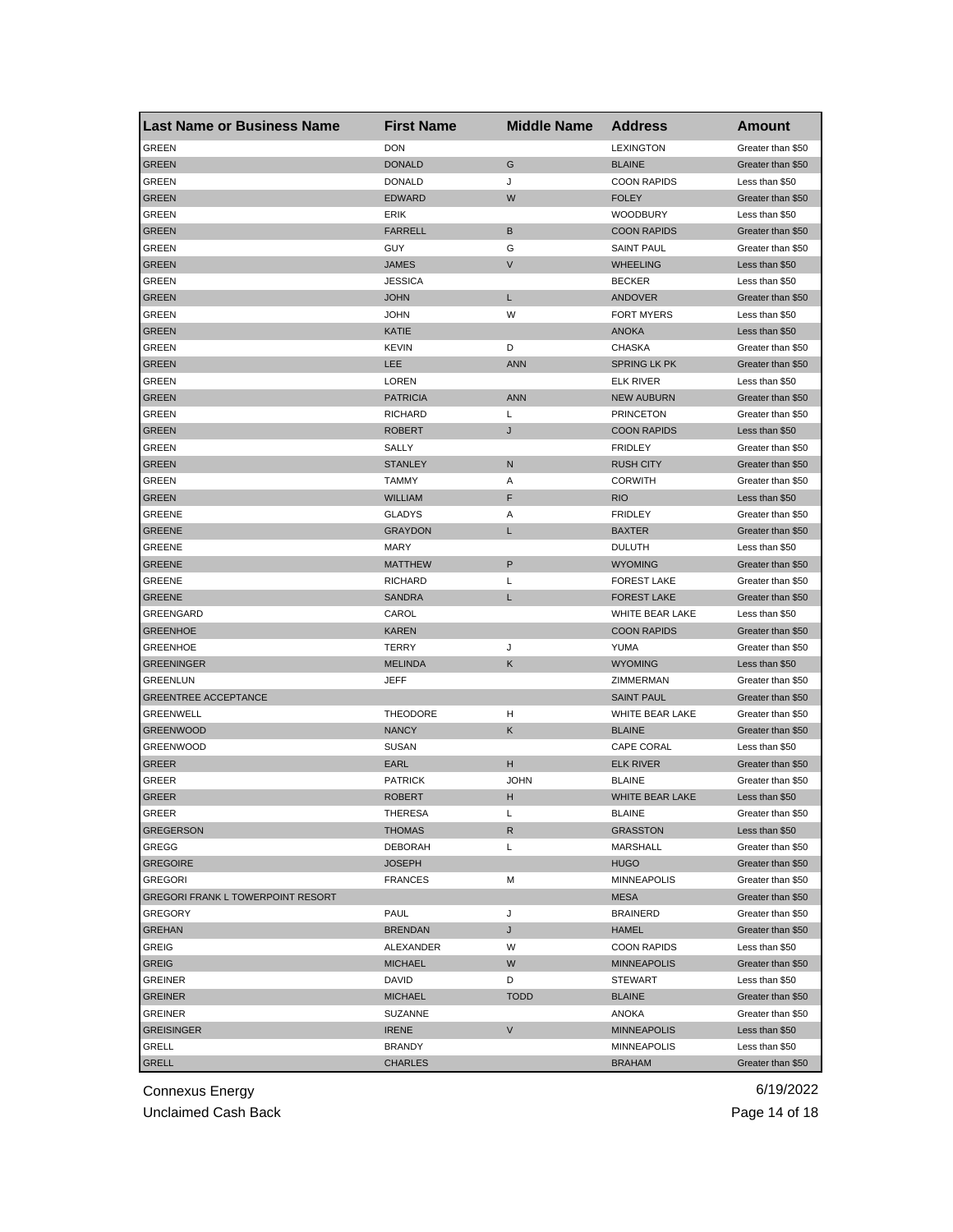| Last Name or Business Name | First Name | Middle Name | Address | Amount |
|---|---|---|---|---|
| GREEN | DON | | LEXINGTON | Greater than $50 |
| GREEN | DONALD | G | BLAINE | Greater than $50 |
| GREEN | DONALD | J | COON RAPIDS | Less than $50 |
| GREEN | EDWARD | W | FOLEY | Greater than $50 |
| GREEN | ERIK | | WOODBURY | Less than $50 |
| GREEN | FARRELL | B | COON RAPIDS | Greater than $50 |
| GREEN | GUY | G | SAINT PAUL | Greater than $50 |
| GREEN | JAMES | V | WHEELING | Less than $50 |
| GREEN | JESSICA | | BECKER | Less than $50 |
| GREEN | JOHN | L | ANDOVER | Greater than $50 |
| GREEN | JOHN | W | FORT MYERS | Less than $50 |
| GREEN | KATIE | | ANOKA | Less than $50 |
| GREEN | KEVIN | D | CHASKA | Greater than $50 |
| GREEN | LEE | ANN | SPRING LK PK | Greater than $50 |
| GREEN | LOREN | | ELK RIVER | Less than $50 |
| GREEN | PATRICIA | ANN | NEW AUBURN | Greater than $50 |
| GREEN | RICHARD | L | PRINCETON | Greater than $50 |
| GREEN | ROBERT | J | COON RAPIDS | Less than $50 |
| GREEN | SALLY | | FRIDLEY | Greater than $50 |
| GREEN | STANLEY | N | RUSH CITY | Greater than $50 |
| GREEN | TAMMY | A | CORWITH | Greater than $50 |
| GREEN | WILLIAM | F | RIO | Less than $50 |
| GREENE | GLADYS | A | FRIDLEY | Greater than $50 |
| GREENE | GRAYDON | L | BAXTER | Greater than $50 |
| GREENE | MARY | | DULUTH | Less than $50 |
| GREENE | MATTHEW | P | WYOMING | Greater than $50 |
| GREENE | RICHARD | L | FOREST LAKE | Greater than $50 |
| GREENE | SANDRA | L | FOREST LAKE | Greater than $50 |
| GREENGARD | CAROL | | WHITE BEAR LAKE | Less than $50 |
| GREENHOE | KAREN | | COON RAPIDS | Greater than $50 |
| GREENHOE | TERRY | J | YUMA | Greater than $50 |
| GREENINGER | MELINDA | K | WYOMING | Less than $50 |
| GREENLUN | JEFF | | ZIMMERMAN | Greater than $50 |
| GREENTREE ACCEPTANCE | | | SAINT PAUL | Greater than $50 |
| GREENWELL | THEODORE | H | WHITE BEAR LAKE | Greater than $50 |
| GREENWOOD | NANCY | K | BLAINE | Greater than $50 |
| GREENWOOD | SUSAN | | CAPE CORAL | Less than $50 |
| GREER | EARL | H | ELK RIVER | Greater than $50 |
| GREER | PATRICK | JOHN | BLAINE | Greater than $50 |
| GREER | ROBERT | H | WHITE BEAR LAKE | Less than $50 |
| GREER | THERESA | L | BLAINE | Greater than $50 |
| GREGERSON | THOMAS | R | GRASSTON | Less than $50 |
| GREGG | DEBORAH | L | MARSHALL | Greater than $50 |
| GREGOIRE | JOSEPH | | HUGO | Greater than $50 |
| GREGORI | FRANCES | M | MINNEAPOLIS | Greater than $50 |
| GREGORI FRANK L TOWERPOINT RESORT | | | MESA | Greater than $50 |
| GREGORY | PAUL | J | BRAINERD | Greater than $50 |
| GREHAN | BRENDAN | J | HAMEL | Greater than $50 |
| GREIG | ALEXANDER | W | COON RAPIDS | Less than $50 |
| GREIG | MICHAEL | W | MINNEAPOLIS | Greater than $50 |
| GREINER | DAVID | D | STEWART | Less than $50 |
| GREINER | MICHAEL | TODD | BLAINE | Greater than $50 |
| GREINER | SUZANNE | | ANOKA | Greater than $50 |
| GREISINGER | IRENE | V | MINNEAPOLIS | Less than $50 |
| GRELL | BRANDY | | MINNEAPOLIS | Less than $50 |
| GRELL | CHARLES | | BRAHAM | Greater than $50 |

Connexus Energy
Unclaimed Cash Back
6/19/2022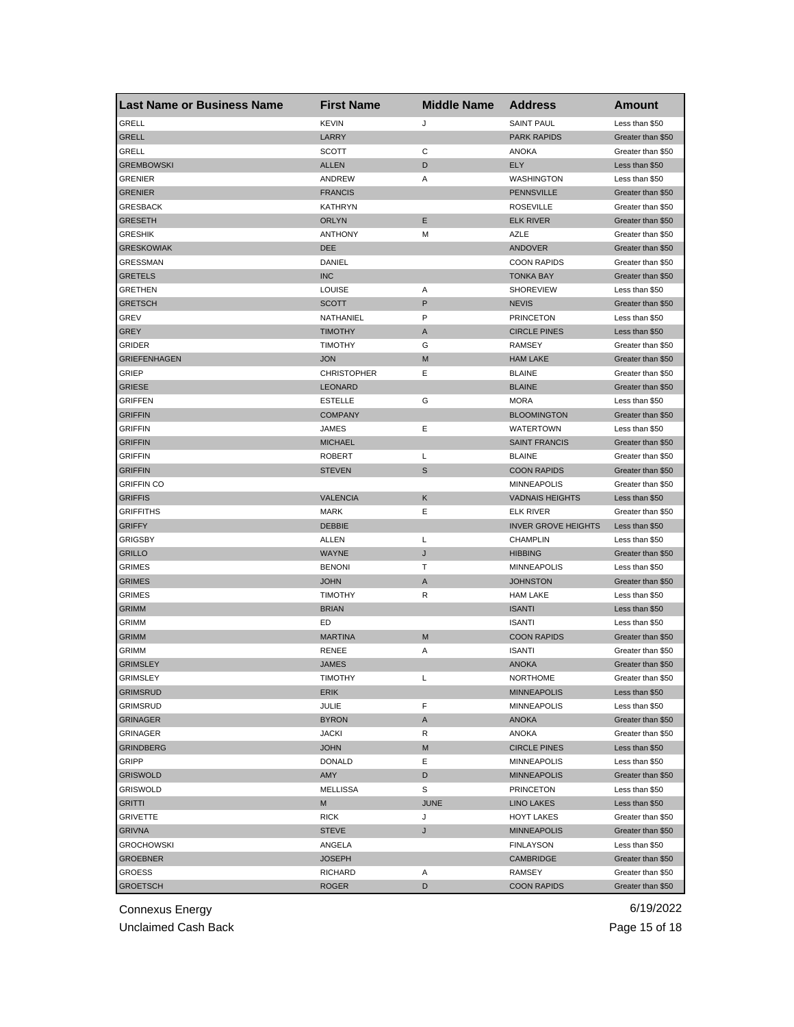| Last Name or Business Name | First Name | Middle Name | Address | Amount |
|---|---|---|---|---|
| GRELL | KEVIN | J | SAINT PAUL | Less than $50 |
| GRELL | LARRY | | PARK RAPIDS | Greater than $50 |
| GRELL | SCOTT | C | ANOKA | Greater than $50 |
| GREMBOWSKI | ALLEN | D | ELY | Less than $50 |
| GRENIER | ANDREW | A | WASHINGTON | Less than $50 |
| GRENIER | FRANCIS | | PENNSVILLE | Greater than $50 |
| GRESBACK | KATHRYN | | ROSEVILLE | Greater than $50 |
| GRESETH | ORLYN | E | ELK RIVER | Greater than $50 |
| GRESHIK | ANTHONY | M | AZLE | Greater than $50 |
| GRESKOWIAK | DEE | | ANDOVER | Greater than $50 |
| GRESSMAN | DANIEL | | COON RAPIDS | Greater than $50 |
| GRETELS | INC | | TONKA BAY | Greater than $50 |
| GRETHEN | LOUISE | A | SHOREVIEW | Less than $50 |
| GRETSCH | SCOTT | P | NEVIS | Greater than $50 |
| GREV | NATHANIEL | P | PRINCETON | Less than $50 |
| GREY | TIMOTHY | A | CIRCLE PINES | Less than $50 |
| GRIDER | TIMOTHY | G | RAMSEY | Greater than $50 |
| GRIEFENHAGEN | JON | M | HAM LAKE | Greater than $50 |
| GRIEP | CHRISTOPHER | E | BLAINE | Greater than $50 |
| GRIESE | LEONARD | | BLAINE | Greater than $50 |
| GRIFFEN | ESTELLE | G | MORA | Less than $50 |
| GRIFFIN | COMPANY | | BLOOMINGTON | Greater than $50 |
| GRIFFIN | JAMES | E | WATERTOWN | Less than $50 |
| GRIFFIN | MICHAEL | | SAINT FRANCIS | Greater than $50 |
| GRIFFIN | ROBERT | L | BLAINE | Greater than $50 |
| GRIFFIN | STEVEN | S | COON RAPIDS | Greater than $50 |
| GRIFFIN CO | | | MINNEAPOLIS | Greater than $50 |
| GRIFFIS | VALENCIA | K | VADNAIS HEIGHTS | Less than $50 |
| GRIFFITHS | MARK | E | ELK RIVER | Greater than $50 |
| GRIFFY | DEBBIE | | INVER GROVE HEIGHTS | Less than $50 |
| GRIGSBY | ALLEN | L | CHAMPLIN | Less than $50 |
| GRILLO | WAYNE | J | HIBBING | Greater than $50 |
| GRIMES | BENONI | T | MINNEAPOLIS | Less than $50 |
| GRIMES | JOHN | A | JOHNSTON | Greater than $50 |
| GRIMES | TIMOTHY | R | HAM LAKE | Less than $50 |
| GRIMM | BRIAN | | ISANTI | Less than $50 |
| GRIMM | ED | | ISANTI | Less than $50 |
| GRIMM | MARTINA | M | COON RAPIDS | Greater than $50 |
| GRIMM | RENEE | A | ISANTI | Greater than $50 |
| GRIMSLEY | JAMES | | ANOKA | Greater than $50 |
| GRIMSLEY | TIMOTHY | L | NORTHOME | Greater than $50 |
| GRIMSRUD | ERIK | | MINNEAPOLIS | Less than $50 |
| GRIMSRUD | JULIE | F | MINNEAPOLIS | Less than $50 |
| GRINAGER | BYRON | A | ANOKA | Greater than $50 |
| GRINAGER | JACKI | R | ANOKA | Greater than $50 |
| GRINDBERG | JOHN | M | CIRCLE PINES | Less than $50 |
| GRIPP | DONALD | E | MINNEAPOLIS | Less than $50 |
| GRISWOLD | AMY | D | MINNEAPOLIS | Greater than $50 |
| GRISWOLD | MELLISSA | S | PRINCETON | Less than $50 |
| GRITTI | M | JUNE | LINO LAKES | Less than $50 |
| GRIVETTE | RICK | J | HOYT LAKES | Greater than $50 |
| GRIVNA | STEVE | J | MINNEAPOLIS | Greater than $50 |
| GROCHOWSKI | ANGELA | | FINLAYSON | Less than $50 |
| GROEBNER | JOSEPH | | CAMBRIDGE | Greater than $50 |
| GROESS | RICHARD | A | RAMSEY | Greater than $50 |
| GROETSCH | ROGER | D | COON RAPIDS | Greater than $50 |

Connexus Energy
Unclaimed Cash Back
6/19/2022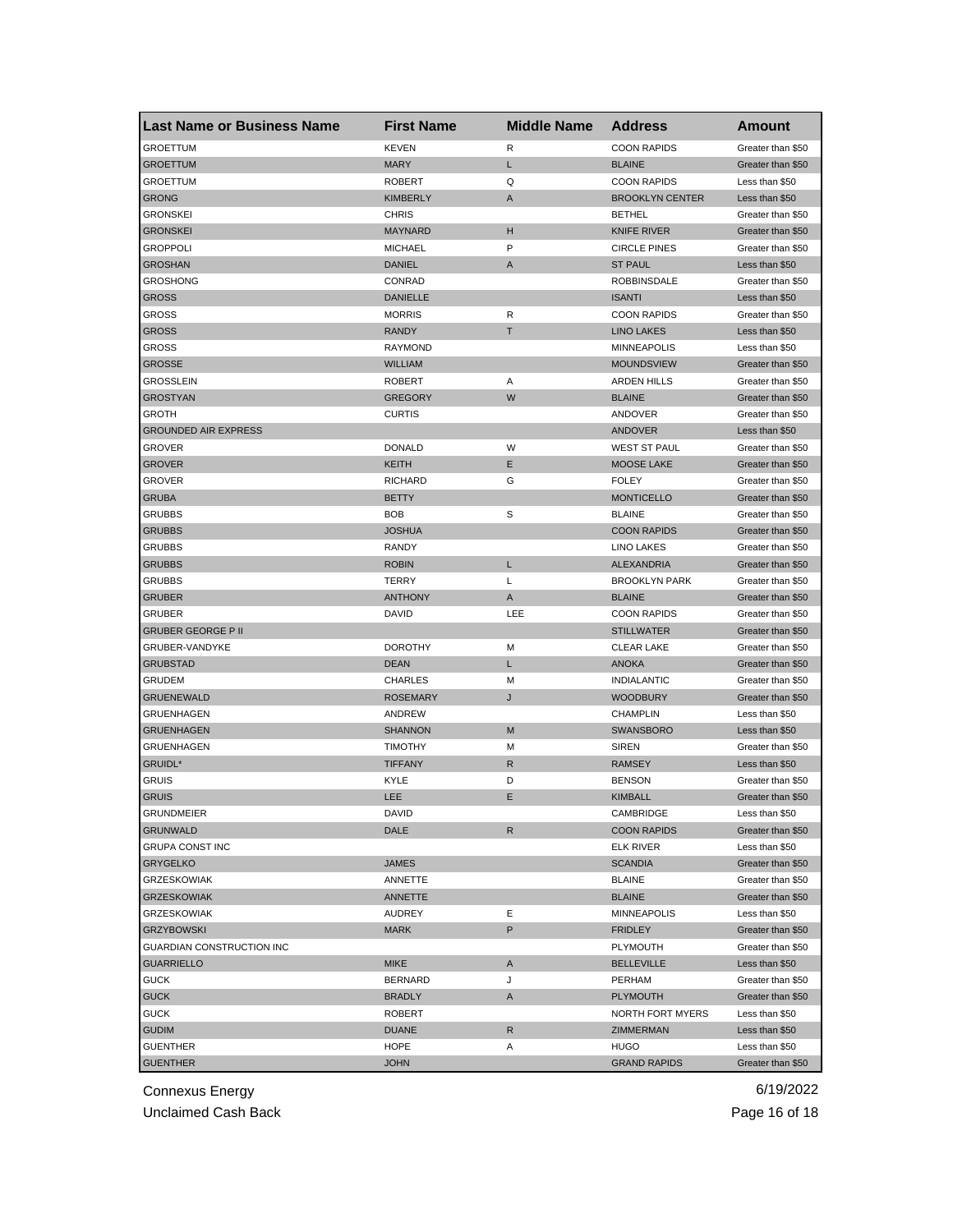| Last Name or Business Name | First Name | Middle Name | Address | Amount |
| --- | --- | --- | --- | --- |
| GROETTUM | KEVEN | R | COON RAPIDS | Greater than $50 |
| GROETTUM | MARY | L | BLAINE | Greater than $50 |
| GROETTUM | ROBERT | Q | COON RAPIDS | Less than $50 |
| GRONG | KIMBERLY | A | BROOKLYN CENTER | Less than $50 |
| GRONSKEI | CHRIS | | BETHEL | Greater than $50 |
| GRONSKEI | MAYNARD | H | KNIFE RIVER | Greater than $50 |
| GROPPOLI | MICHAEL | P | CIRCLE PINES | Greater than $50 |
| GROSHAN | DANIEL | A | ST PAUL | Less than $50 |
| GROSHONG | CONRAD | | ROBBINSDALE | Greater than $50 |
| GROSS | DANIELLE | | ISANTI | Less than $50 |
| GROSS | MORRIS | R | COON RAPIDS | Greater than $50 |
| GROSS | RANDY | T | LINO LAKES | Less than $50 |
| GROSS | RAYMOND | | MINNEAPOLIS | Less than $50 |
| GROSSE | WILLIAM | | MOUNDSVIEW | Greater than $50 |
| GROSSLEIN | ROBERT | A | ARDEN HILLS | Greater than $50 |
| GROSTYAN | GREGORY | W | BLAINE | Greater than $50 |
| GROTH | CURTIS | | ANDOVER | Greater than $50 |
| GROUNDED AIR EXPRESS | | | ANDOVER | Less than $50 |
| GROVER | DONALD | W | WEST ST PAUL | Greater than $50 |
| GROVER | KEITH | E | MOOSE LAKE | Greater than $50 |
| GROVER | RICHARD | G | FOLEY | Greater than $50 |
| GRUBA | BETTY | | MONTICELLO | Greater than $50 |
| GRUBBS | BOB | S | BLAINE | Greater than $50 |
| GRUBBS | JOSHUA | | COON RAPIDS | Greater than $50 |
| GRUBBS | RANDY | | LINO LAKES | Greater than $50 |
| GRUBBS | ROBIN | L | ALEXANDRIA | Greater than $50 |
| GRUBBS | TERRY | L | BROOKLYN PARK | Greater than $50 |
| GRUBER | ANTHONY | A | BLAINE | Greater than $50 |
| GRUBER | DAVID | LEE | COON RAPIDS | Greater than $50 |
| GRUBER GEORGE P II | | | STILLWATER | Greater than $50 |
| GRUBER-VANDYKE | DOROTHY | M | CLEAR LAKE | Greater than $50 |
| GRUBSTAD | DEAN | L | ANOKA | Greater than $50 |
| GRUDEM | CHARLES | M | INDIALANTIC | Greater than $50 |
| GRUENEWALD | ROSEMARY | J | WOODBURY | Greater than $50 |
| GRUENHAGEN | ANDREW | | CHAMPLIN | Less than $50 |
| GRUENHAGEN | SHANNON | M | SWANSBORO | Less than $50 |
| GRUENHAGEN | TIMOTHY | M | SIREN | Greater than $50 |
| GRUIDL* | TIFFANY | R | RAMSEY | Less than $50 |
| GRUIS | KYLE | D | BENSON | Greater than $50 |
| GRUIS | LEE | E | KIMBALL | Greater than $50 |
| GRUNDMEIER | DAVID | | CAMBRIDGE | Less than $50 |
| GRUNWALD | DALE | R | COON RAPIDS | Greater than $50 |
| GRUPA CONST INC | | | ELK RIVER | Less than $50 |
| GRYGELKO | JAMES | | SCANDIA | Greater than $50 |
| GRZESKOWIAK | ANNETTE | | BLAINE | Greater than $50 |
| GRZESKOWIAK | ANNETTE | | BLAINE | Greater than $50 |
| GRZESKOWIAK | AUDREY | E | MINNEAPOLIS | Less than $50 |
| GRZYBOWSKI | MARK | P | FRIDLEY | Greater than $50 |
| GUARDIAN CONSTRUCTION INC | | | PLYMOUTH | Greater than $50 |
| GUARRIELLO | MIKE | A | BELLEVILLE | Less than $50 |
| GUCK | BERNARD | J | PERHAM | Greater than $50 |
| GUCK | BRADLY | A | PLYMOUTH | Greater than $50 |
| GUCK | ROBERT | | NORTH FORT MYERS | Less than $50 |
| GUDIM | DUANE | R | ZIMMERMAN | Less than $50 |
| GUENTHER | HOPE | A | HUGO | Less than $50 |
| GUENTHER | JOHN | | GRAND RAPIDS | Greater than $50 |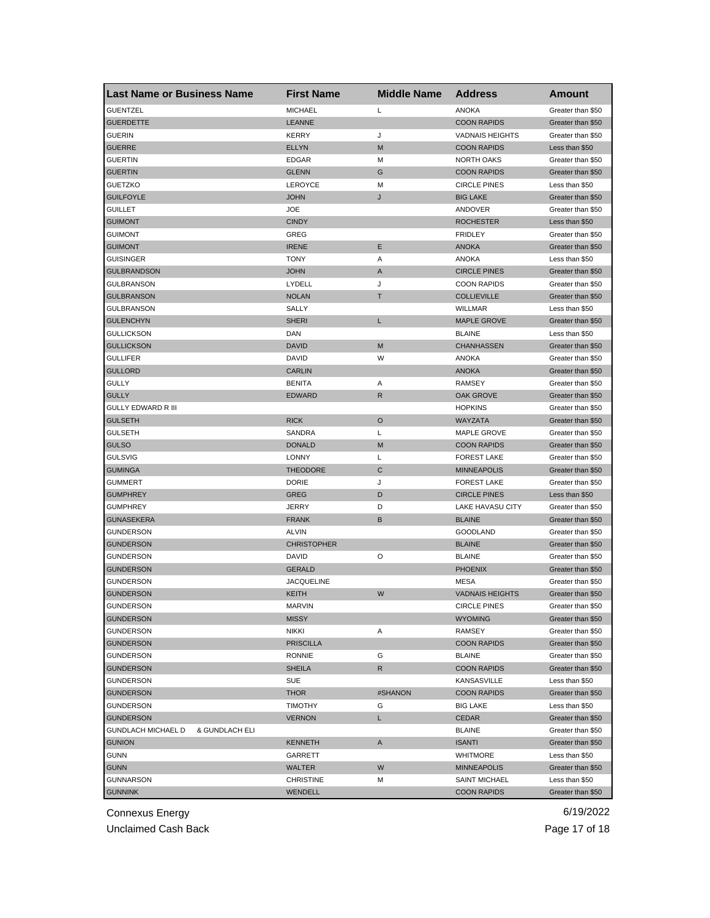| Last Name or Business Name | First Name | Middle Name | Address | Amount |
|---|---|---|---|---|
| GUENTZEL | MICHAEL | L | ANOKA | Greater than $50 |
| GUERDETTE | LEANNE | | COON RAPIDS | Greater than $50 |
| GUERIN | KERRY | J | VADNAIS HEIGHTS | Greater than $50 |
| GUERRE | ELLYN | M | COON RAPIDS | Less than $50 |
| GUERTIN | EDGAR | M | NORTH OAKS | Greater than $50 |
| GUERTIN | GLENN | G | COON RAPIDS | Greater than $50 |
| GUETZKO | LEROYCE | M | CIRCLE PINES | Less than $50 |
| GUILFOYLE | JOHN | J | BIG LAKE | Greater than $50 |
| GUILLET | JOE | | ANDOVER | Greater than $50 |
| GUIMONT | CINDY | | ROCHESTER | Less than $50 |
| GUIMONT | GREG | | FRIDLEY | Greater than $50 |
| GUIMONT | IRENE | E | ANOKA | Greater than $50 |
| GUISINGER | TONY | A | ANOKA | Less than $50 |
| GULBRANDSON | JOHN | A | CIRCLE PINES | Greater than $50 |
| GULBRANSON | LYDELL | J | COON RAPIDS | Greater than $50 |
| GULBRANSON | NOLAN | T | COLLIEVILLE | Greater than $50 |
| GULBRANSON | SALLY | | WILLMAR | Less than $50 |
| GULENCHYN | SHERI | L | MAPLE GROVE | Greater than $50 |
| GULLICKSON | DAN | | BLAINE | Less than $50 |
| GULLICKSON | DAVID | M | CHANHASSEN | Greater than $50 |
| GULLIFER | DAVID | W | ANOKA | Greater than $50 |
| GULLORD | CARLIN | | ANOKA | Greater than $50 |
| GULLY | BENITA | A | RAMSEY | Greater than $50 |
| GULLY | EDWARD | R | OAK GROVE | Greater than $50 |
| GULLY EDWARD R III | | | HOPKINS | Greater than $50 |
| GULSETH | RICK | O | WAYZATA | Greater than $50 |
| GULSETH | SANDRA | L | MAPLE GROVE | Greater than $50 |
| GULSO | DONALD | M | COON RAPIDS | Greater than $50 |
| GULSVIG | LONNY | L | FOREST LAKE | Greater than $50 |
| GUMINGA | THEODORE | C | MINNEAPOLIS | Greater than $50 |
| GUMMERT | DORIE | J | FOREST LAKE | Greater than $50 |
| GUMPHREY | GREG | D | CIRCLE PINES | Less than $50 |
| GUMPHREY | JERRY | D | LAKE HAVASU CITY | Greater than $50 |
| GUNASEKERA | FRANK | B | BLAINE | Greater than $50 |
| GUNDERSON | ALVIN | | GOODLAND | Greater than $50 |
| GUNDERSON | CHRISTOPHER | | BLAINE | Greater than $50 |
| GUNDERSON | DAVID | O | BLAINE | Greater than $50 |
| GUNDERSON | GERALD | | PHOENIX | Greater than $50 |
| GUNDERSON | JACQUELINE | | MESA | Greater than $50 |
| GUNDERSON | KEITH | W | VADNAIS HEIGHTS | Greater than $50 |
| GUNDERSON | MARVIN | | CIRCLE PINES | Greater than $50 |
| GUNDERSON | MISSY | | WYOMING | Greater than $50 |
| GUNDERSON | NIKKI | A | RAMSEY | Greater than $50 |
| GUNDERSON | PRISCILLA | | COON RAPIDS | Greater than $50 |
| GUNDERSON | RONNIE | G | BLAINE | Greater than $50 |
| GUNDERSON | SHEILA | R | COON RAPIDS | Greater than $50 |
| GUNDERSON | SUE | | KANSASVILLE | Less than $50 |
| GUNDERSON | THOR | #SHANON | COON RAPIDS | Greater than $50 |
| GUNDERSON | TIMOTHY | G | BIG LAKE | Less than $50 |
| GUNDERSON | VERNON | L | CEDAR | Greater than $50 |
| GUNDLACH MICHAEL D & GUNDLACH ELI | | | BLAINE | Greater than $50 |
| GUNION | KENNETH | A | ISANTI | Greater than $50 |
| GUNN | GARRETT | | WHITMORE | Less than $50 |
| GUNN | WALTER | W | MINNEAPOLIS | Greater than $50 |
| GUNNARSON | CHRISTINE | M | SAINT MICHAEL | Less than $50 |
| GUNNINK | WENDELL | | COON RAPIDS | Greater than $50 |

Connexus Energy 6/19/2022
Unclaimed Cash Back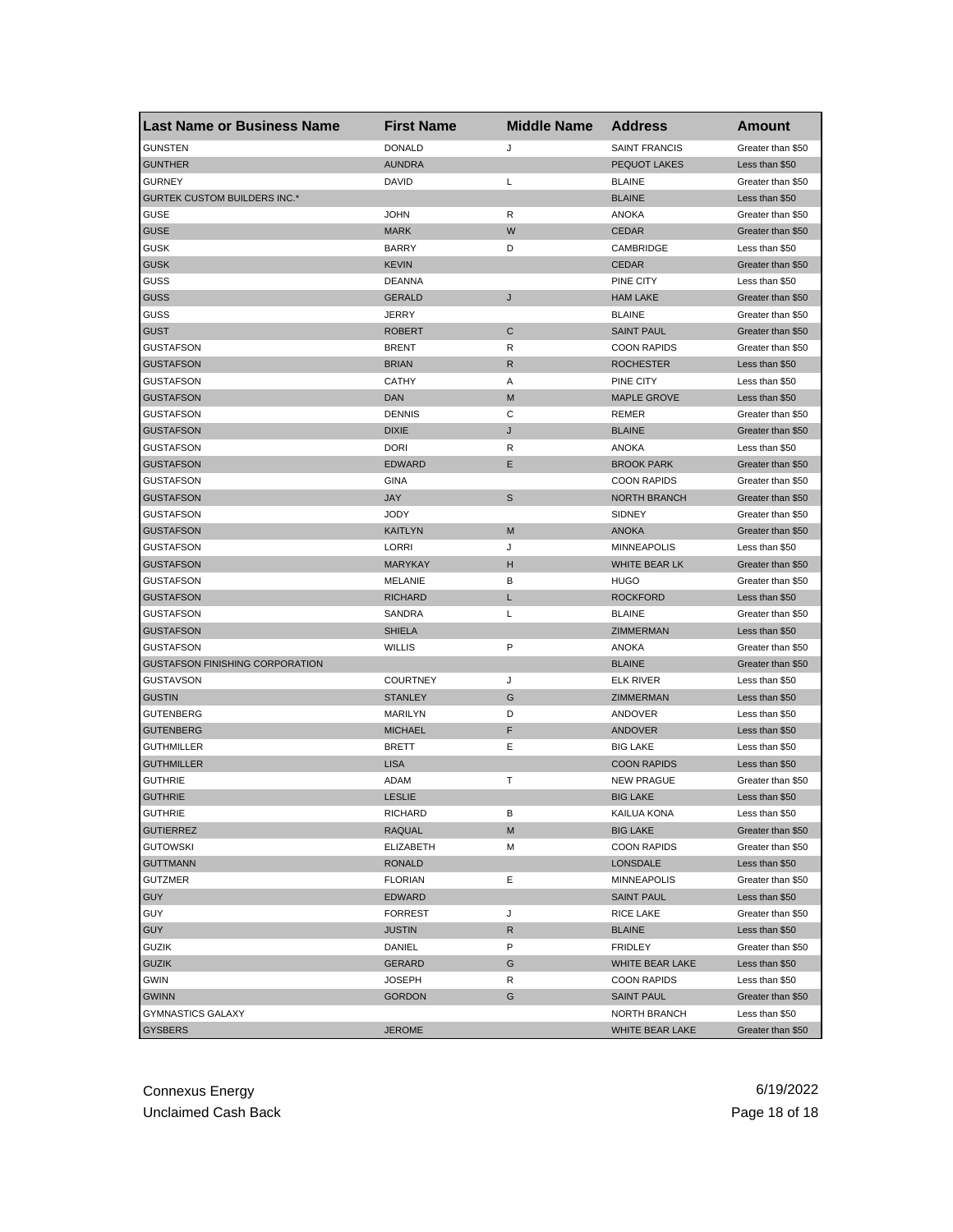| Last Name or Business Name | First Name | Middle Name | Address | Amount |
|---|---|---|---|---|
| GUNSTEN | DONALD | J | SAINT FRANCIS | Greater than $50 |
| GUNTHER | AUNDRA | | PEQUOT LAKES | Less than $50 |
| GURNEY | DAVID | L | BLAINE | Greater than $50 |
| GURTEK CUSTOM BUILDERS INC.* | | | BLAINE | Less than $50 |
| GUSE | JOHN | R | ANOKA | Greater than $50 |
| GUSE | MARK | W | CEDAR | Greater than $50 |
| GUSK | BARRY | D | CAMBRIDGE | Less than $50 |
| GUSK | KEVIN | | CEDAR | Greater than $50 |
| GUSS | DEANNA | | PINE CITY | Less than $50 |
| GUSS | GERALD | J | HAM LAKE | Greater than $50 |
| GUSS | JERRY | | BLAINE | Greater than $50 |
| GUST | ROBERT | C | SAINT PAUL | Greater than $50 |
| GUSTAFSON | BRENT | R | COON RAPIDS | Greater than $50 |
| GUSTAFSON | BRIAN | R | ROCHESTER | Less than $50 |
| GUSTAFSON | CATHY | A | PINE CITY | Less than $50 |
| GUSTAFSON | DAN | M | MAPLE GROVE | Less than $50 |
| GUSTAFSON | DENNIS | C | REMER | Greater than $50 |
| GUSTAFSON | DIXIE | J | BLAINE | Greater than $50 |
| GUSTAFSON | DORI | R | ANOKA | Less than $50 |
| GUSTAFSON | EDWARD | E | BROOK PARK | Greater than $50 |
| GUSTAFSON | GINA | | COON RAPIDS | Greater than $50 |
| GUSTAFSON | JAY | S | NORTH BRANCH | Greater than $50 |
| GUSTAFSON | JODY | | SIDNEY | Greater than $50 |
| GUSTAFSON | KAITLYN | M | ANOKA | Greater than $50 |
| GUSTAFSON | LORRI | J | MINNEAPOLIS | Less than $50 |
| GUSTAFSON | MARYKAY | H | WHITE BEAR LK | Greater than $50 |
| GUSTAFSON | MELANIE | B | HUGO | Greater than $50 |
| GUSTAFSON | RICHARD | L | ROCKFORD | Less than $50 |
| GUSTAFSON | SANDRA | L | BLAINE | Greater than $50 |
| GUSTAFSON | SHIELA | | ZIMMERMAN | Less than $50 |
| GUSTAFSON | WILLIS | P | ANOKA | Greater than $50 |
| GUSTAFSON FINISHING CORPORATION | | | BLAINE | Greater than $50 |
| GUSTAVSON | COURTNEY | J | ELK RIVER | Less than $50 |
| GUSTIN | STANLEY | G | ZIMMERMAN | Less than $50 |
| GUTENBERG | MARILYN | D | ANDOVER | Less than $50 |
| GUTENBERG | MICHAEL | F | ANDOVER | Less than $50 |
| GUTHMILLER | BRETT | E | BIG LAKE | Less than $50 |
| GUTHMILLER | LISA | | COON RAPIDS | Less than $50 |
| GUTHRIE | ADAM | T | NEW PRAGUE | Greater than $50 |
| GUTHRIE | LESLIE | | BIG LAKE | Less than $50 |
| GUTHRIE | RICHARD | B | KAILUA KONA | Less than $50 |
| GUTIERREZ | RAQUAL | M | BIG LAKE | Greater than $50 |
| GUTOWSKI | ELIZABETH | M | COON RAPIDS | Greater than $50 |
| GUTTMANN | RONALD | | LONSDALE | Less than $50 |
| GUTZMER | FLORIAN | E | MINNEAPOLIS | Greater than $50 |
| GUY | EDWARD | | SAINT PAUL | Less than $50 |
| GUY | FORREST | J | RICE LAKE | Greater than $50 |
| GUY | JUSTIN | R | BLAINE | Less than $50 |
| GUZIK | DANIEL | P | FRIDLEY | Greater than $50 |
| GUZIK | GERARD | G | WHITE BEAR LAKE | Less than $50 |
| GWIN | JOSEPH | R | COON RAPIDS | Less than $50 |
| GWINN | GORDON | G | SAINT PAUL | Greater than $50 |
| GYMNASTICS GALAXY | | | NORTH BRANCH | Less than $50 |
| GYSBERS | JEROME | | WHITE BEAR LAKE | Greater than $50 |

Connexus Energy
Unclaimed Cash Back

6/19/2022